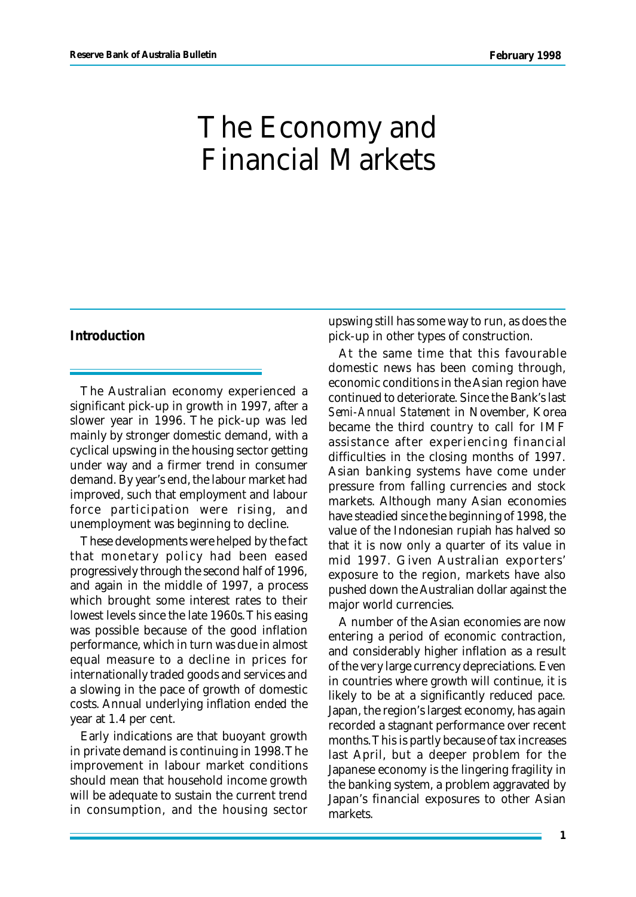# The Economy and Financial Markets

## Introduction

The Australian economy experienced a significant pick-up in growth in 1997, after a slower year in 1996. The pick-up was led mainly by stronger domestic demand, with a cyclical upswing in the housing sector getting under way and a firmer trend in consumer demand. By year's end, the labour market had improved, such that employment and labour force participation were rising, and unemployment was beginning to decline.

These developments were helped by the fact that monetary policy had been eased progressively through the second half of 1996, and again in the middle of 1997, a process which brought some interest rates to their lowest levels since the late 1960s. This easing was possible because of the good inflation performance, which in turn was due in almost equal measure to a decline in prices for internationally traded goods and services and a slowing in the pace of growth of domestic costs. Annual underlying inflation ended the year at 1.4 per cent.

Early indications are that buoyant growth in private demand is continuing in 1998. The improvement in labour market conditions should mean that household income growth will be adequate to sustain the current trend in consumption, and the housing sector upswing still has some way to run, as does the pick-up in other types of construction.

At the same time that this favourable domestic news has been coming through, economic conditions in the Asian region have continued to deteriorate. Since the Bank's last *Semi-Annual Statement* in November, Korea became the third country to call for IMF assistance after experiencing financial difficulties in the closing months of 1997. Asian banking systems have come under pressure from falling currencies and stock markets. Although many Asian economies have steadied since the beginning of 1998, the value of the Indonesian rupiah has halved so that it is now only a quarter of its value in mid 1997. Given Australian exporters' exposure to the region, markets have also pushed down the Australian dollar against the major world currencies.

A number of the Asian economies are now entering a period of economic contraction, and considerably higher inflation as a result of the very large currency depreciations. Even in countries where growth will continue, it is likely to be at a significantly reduced pace. Japan, the region's largest economy, has again recorded a stagnant performance over recent months. This is partly because of tax increases last April, but a deeper problem for the Japanese economy is the lingering fragility in the banking system, a problem aggravated by Japan's financial exposures to other Asian markets.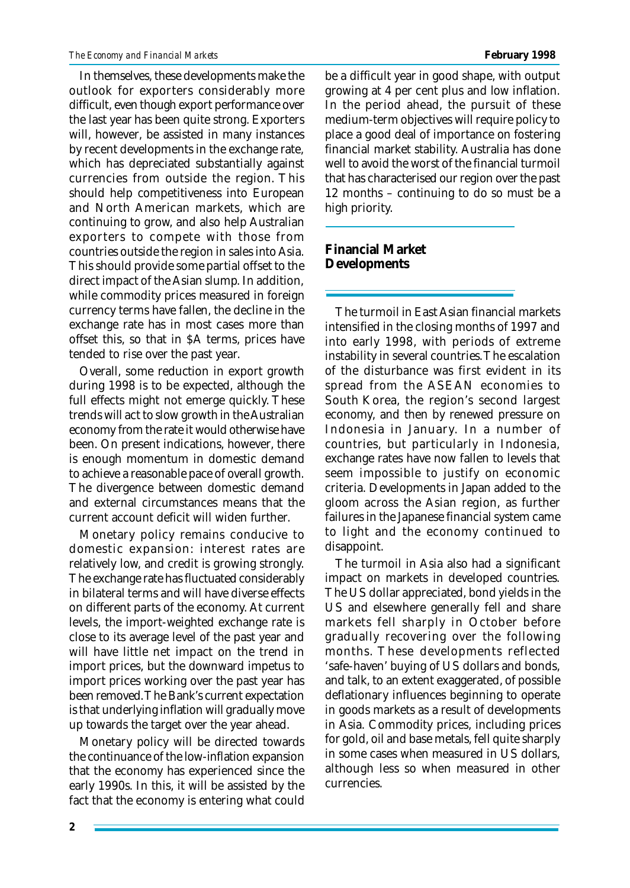In themselves, these developments make the outlook for exporters considerably more difficult, even though export performance over the last year has been quite strong. Exporters will, however, be assisted in many instances by recent developments in the exchange rate, which has depreciated substantially against currencies from outside the region. This should help competitiveness into European and North American markets, which are continuing to grow, and also help Australian exporters to compete with those from countries outside the region in sales into Asia. This should provide some partial offset to the direct impact of the Asian slump. In addition, while commodity prices measured in foreign currency terms have fallen, the decline in the exchange rate has in most cases more than offset this, so that in \$A terms, prices have tended to rise over the past year.

Overall, some reduction in export growth during 1998 is to be expected, although the full effects might not emerge quickly. These trends will act to slow growth in the Australian economy from the rate it would otherwise have been. On present indications, however, there is enough momentum in domestic demand to achieve a reasonable pace of overall growth. The divergence between domestic demand and external circumstances means that the current account deficit will widen further.

Monetary policy remains conducive to domestic expansion: interest rates are relatively low, and credit is growing strongly. The exchange rate has fluctuated considerably in bilateral terms and will have diverse effects on different parts of the economy. At current levels, the import-weighted exchange rate is close to its average level of the past year and will have little net impact on the trend in import prices, but the downward impetus to import prices working over the past year has been removed. The Bank's current expectation is that underlying inflation will gradually move up towards the target over the year ahead.

Monetary policy will be directed towards the continuance of the low-inflation expansion that the economy has experienced since the early 1990s. In this, it will be assisted by the fact that the economy is entering what could be a difficult year in good shape, with output growing at 4 per cent plus and low inflation. In the period ahead, the pursuit of these medium-term objectives will require policy to place a good deal of importance on fostering financial market stability. Australia has done well to avoid the worst of the financial turmoil that has characterised our region over the past 12 months – continuing to do so must be a high priority.

## Financial Market Developments

The turmoil in East Asian financial markets intensified in the closing months of 1997 and into early 1998, with periods of extreme instability in several countries. The escalation of the disturbance was first evident in its spread from the ASEAN economies to South Korea, the region's second largest economy, and then by renewed pressure on Indonesia in January. In a number of countries, but particularly in Indonesia, exchange rates have now fallen to levels that seem impossible to justify on economic criteria. Developments in Japan added to the gloom across the Asian region, as further failures in the Japanese financial system came to light and the economy continued to disappoint.

The turmoil in Asia also had a significant impact on markets in developed countries. The US dollar appreciated, bond yields in the US and elsewhere generally fell and share markets fell sharply in October before gradually recovering over the following months. These developments reflected 'safe-haven' buying of US dollars and bonds, and talk, to an extent exaggerated, of possible deflationary influences beginning to operate in goods markets as a result of developments in Asia. Commodity prices, including prices for gold, oil and base metals, fell quite sharply in some cases when measured in US dollars, although less so when measured in other currencies.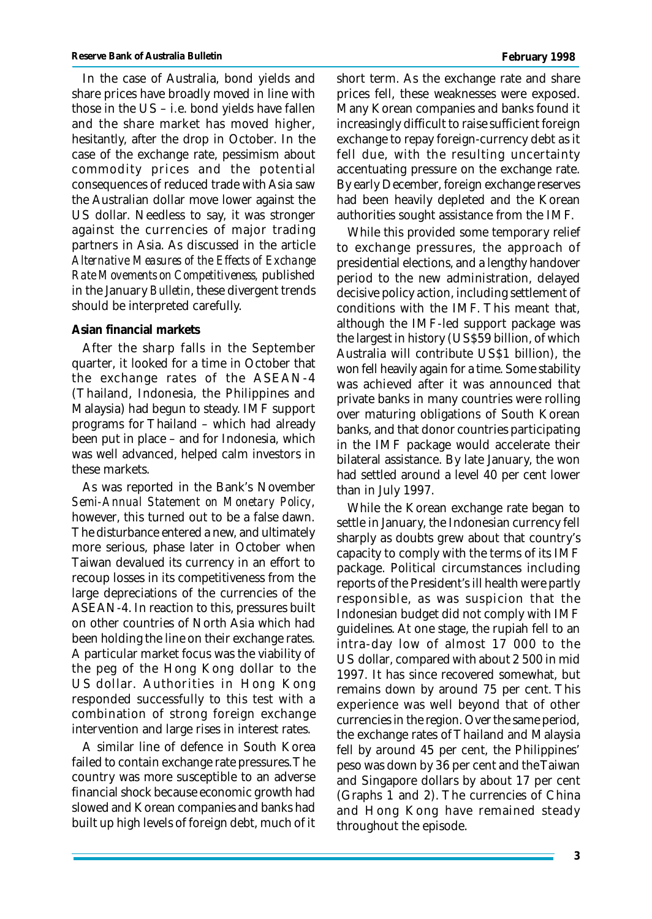In the case of Australia, bond yields and share prices have broadly moved in line with those in the US – i.e. bond yields have fallen and the share market has moved higher, hesitantly, after the drop in October. In the case of the exchange rate, pessimism about commodity prices and the potential consequences of reduced trade with Asia saw the Australian dollar move lower against the US dollar. Needless to say, it was stronger against the currencies of major trading partners in Asia. As discussed in the article *Alternative Measures of the Effects of Exchange Rate Movements on Competitiveness*, published in the January *Bulletin*, these divergent trends should be interpreted carefully.

**Asian financial markets**

After the sharp falls in the September quarter, it looked for a time in October that the exchange rates of the ASEAN-4 (Thailand, Indonesia, the Philippines and Malaysia) had begun to steady. IMF support programs for Thailand – which had already been put in place – and for Indonesia, which was well advanced, helped calm investors in these markets.

As was reported in the Bank's November *Semi-Annual Statement on Monetary Policy*, however, this turned out to be a false dawn. The disturbance entered a new, and ultimately more serious, phase later in October when Taiwan devalued its currency in an effort to recoup losses in its competitiveness from the large depreciations of the currencies of the ASEAN-4. In reaction to this, pressures built on other countries of North Asia which had been holding the line on their exchange rates. A particular market focus was the viability of the peg of the Hong Kong dollar to the US dollar. Authorities in Hong Kong responded successfully to this test with a combination of strong foreign exchange intervention and large rises in interest rates.

A similar line of defence in South Korea failed to contain exchange rate pressures. The country was more susceptible to an adverse financial shock because economic growth had slowed and Korean companies and banks had built up high levels of foreign debt, much of it short term. As the exchange rate and share prices fell, these weaknesses were exposed. Many Korean companies and banks found it increasingly difficult to raise sufficient foreign exchange to repay foreign-currency debt as it fell due, with the resulting uncertainty accentuating pressure on the exchange rate. By early December, foreign exchange reserves had been heavily depleted and the Korean authorities sought assistance from the IMF.

While this provided some temporary relief to exchange pressures, the approach of presidential elections, and a lengthy handover period to the new administration, delayed decisive policy action, including settlement of conditions with the IMF. This meant that, although the IMF-led support package was the largest in history (US$59 billion, of which Australia will contribute US$1 billion), the won fell heavily again for a time. Some stability was achieved after it was announced that private banks in many countries were rolling over maturing obligations of South Korean banks, and that donor countries participating in the IMF package would accelerate their bilateral assistance. By late January, the won had settled around a level 40 per cent lower than in July 1997.

While the Korean exchange rate began to settle in January, the Indonesian currency fell sharply as doubts grew about that country's capacity to comply with the terms of its IMF package. Political circumstances including reports of the President's ill health were partly responsible, as was suspicion that the Indonesian budget did not comply with IMF guidelines. At one stage, the rupiah fell to an intra-day low of almost 17 000 to the US dollar, compared with about 2 500 in mid 1997. It has since recovered somewhat, but remains down by around 75 per cent. This experience was well beyond that of other currencies in the region. Over the same period, the exchange rates of Thailand and Malaysia fell by around 45 per cent, the Philippines' peso was down by 36 per cent and the Taiwan and Singapore dollars by about 17 per cent (Graphs 1 and 2). The currencies of China and Hong Kong have remained steady throughout the episode.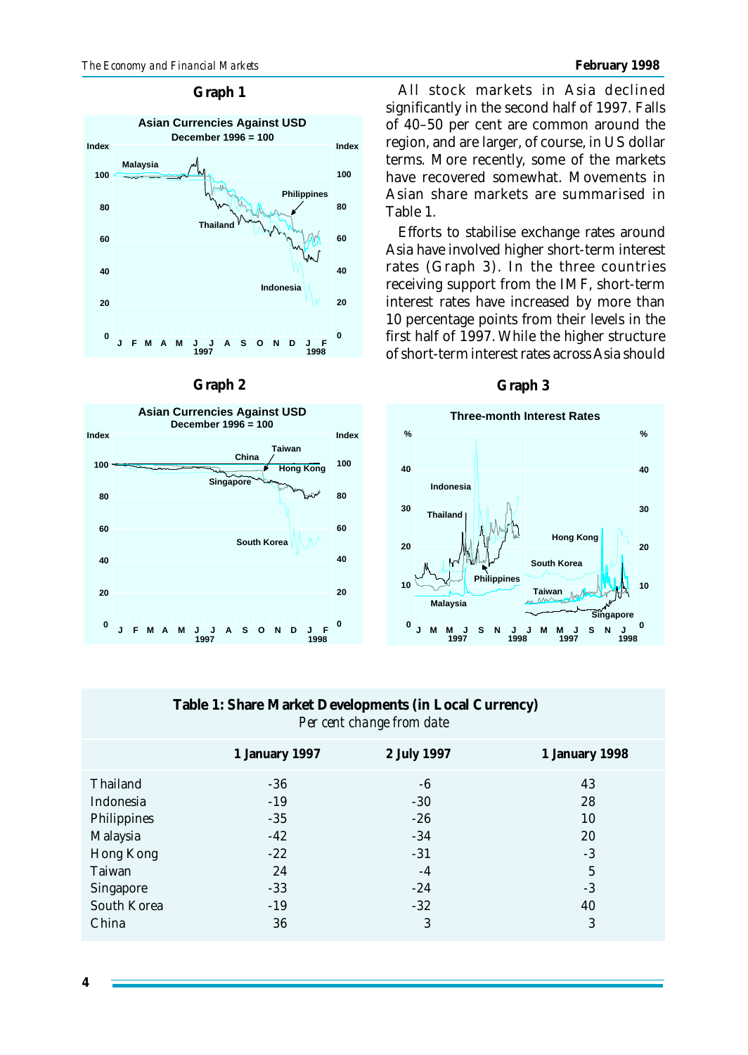**Graph 1**

**Graph 2**

All stock markets in Asia declined significantly in the second half of 1997. Falls of 40–50 per cent are common around the region, and are larger, of course, in US dollar terms. More recently, some of the markets have recovered somewhat. Movements in Asian share markets are summarised in Table 1.

Efforts to stabilise exchange rates around Asia have involved higher short-term interest rates (Graph 3). In the three countries receiving support from the IMF, short-term interest rates have increased by more than 10 percentage points from their levels in the first half of 1997. While the higher structure of short-term interest rates across Asia should

**Graph 3**

**Table 1: Share Market Developments (in Local Currency)**

*Per cent change from date*

| | 1 January 1997 | 2 July 1997 | 1 January 1998 |
|---|---|---|---|
| Thailand | -36 | -6 | 43 |
| Indonesia | -19 | -30 | 28 |
| Philippines | -35 | -26 | 10 |
| Malaysia | -42 | -34 | 20 |
| Hong Kong | -22 | -31 | -3 |
| Taiwan | 24 | -4 | 5 |
| Singapore | -33 | -24 | -3 |
| South Korea | -19 | -32 | 40 |
| China | 36 | 3 | 3 |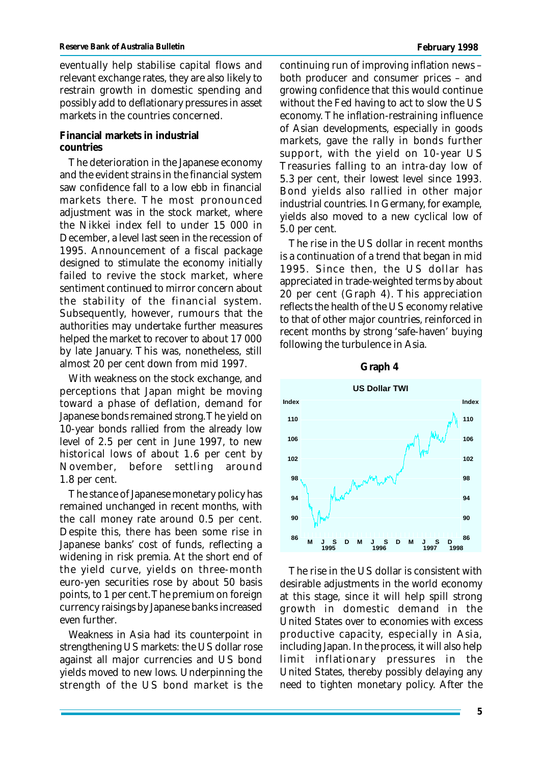eventually help stabilise capital flows and relevant exchange rates, they are also likely to restrain growth in domestic spending and possibly add to deflationary pressures in asset markets in the countries concerned.

## Financial markets in industrial countries

The deterioration in the Japanese economy and the evident strains in the financial system saw confidence fall to a low ebb in financial markets there. The most pronounced adjustment was in the stock market, where the Nikkei index fell to under 15 000 in December, a level last seen in the recession of 1995. Announcement of a fiscal package designed to stimulate the economy initially failed to revive the stock market, where sentiment continued to mirror concern about the stability of the financial system. Subsequently, however, rumours that the authorities may undertake further measures helped the market to recover to about 17 000 by late January. This was, nonetheless, still almost 20 per cent down from mid 1997.

With weakness on the stock exchange, and perceptions that Japan might be moving toward a phase of deflation, demand for Japanese bonds remained strong. The yield on 10-year bonds rallied from the already low level of 2.5 per cent in June 1997, to new historical lows of about 1.6 per cent by November, before settling around 1.8 per cent.

The stance of Japanese monetary policy has remained unchanged in recent months, with the call money rate around 0.5 per cent. Despite this, there has been some rise in Japanese banks' cost of funds, reflecting a widening in risk premia. At the short end of the yield curve, yields on three-month euro-yen securities rose by about 50 basis points, to 1 per cent. The premium on foreign currency raisings by Japanese banks increased even further.

Weakness in Asia had its counterpoint in strengthening US markets: the US dollar rose against all major currencies and US bond yields moved to new lows. Underpinning the strength of the US bond market is the continuing run of improving inflation news – both producer and consumer prices – and growing confidence that this would continue without the Fed having to act to slow the US economy. The inflation-restraining influence of Asian developments, especially in goods markets, gave the rally in bonds further support, with the yield on 10-year US Treasuries falling to an intra-day low of 5.3 per cent, their lowest level since 1993. Bond yields also rallied in other major industrial countries. In Germany, for example, yields also moved to a new cyclical low of 5.0 per cent.

The rise in the US dollar in recent months is a continuation of a trend that began in mid 1995. Since then, the US dollar has appreciated in trade-weighted terms by about 20 per cent (Graph 4). This appreciation reflects the health of the US economy relative to that of other major countries, reinforced in recent months by strong 'safe-haven' buying following the turbulence in Asia.

**Graph 4**

**US Dollar TWI**

The rise in the US dollar is consistent with desirable adjustments in the world economy at this stage, since it will help spill strong growth in domestic demand in the United States over to economies with excess productive capacity, especially in Asia, including Japan. In the process, it will also help limit inflationary pressures in the United States, thereby possibly delaying any need to tighten monetary policy. After the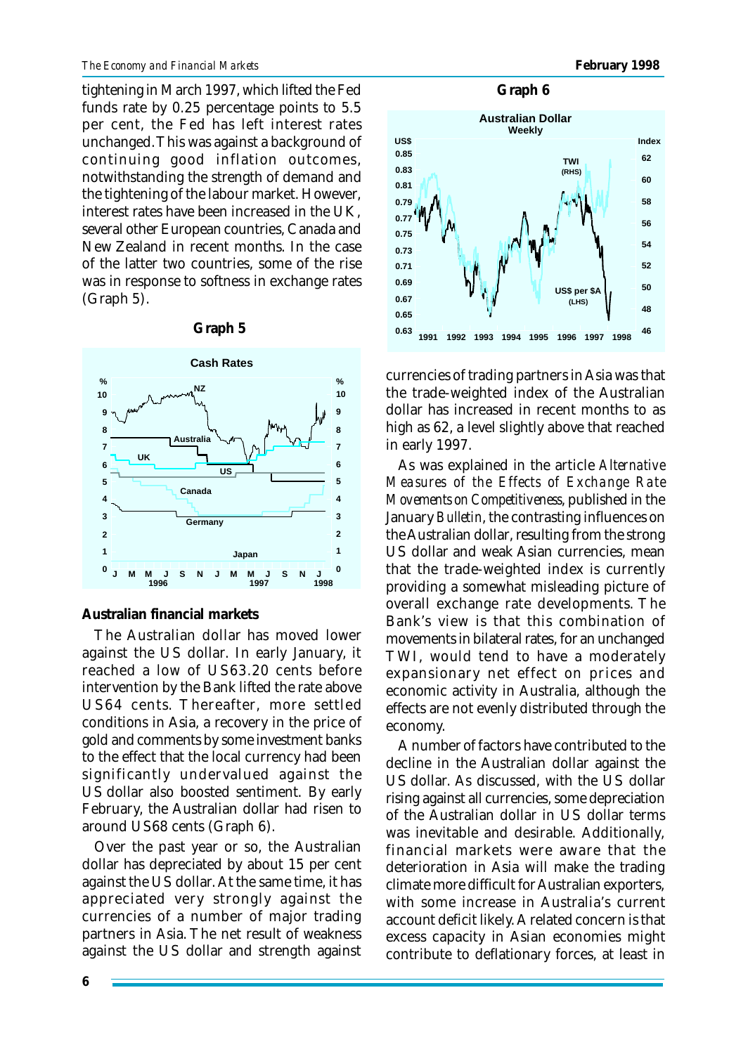tightening in March 1997, which lifted the Fed funds rate by 0.25 percentage points to 5.5 per cent, the Fed has left interest rates unchanged. This was against a background of continuing good inflation outcomes, notwithstanding the strength of demand and the tightening of the labour market. However, interest rates have been increased in the UK, several other European countries, Canada and New Zealand in recent months. In the case of the latter two countries, some of the rise was in response to softness in exchange rates (Graph 5).

**Graph 5**

**Cash Rates**

### Australian financial markets

The Australian dollar has moved lower against the US dollar. In early January, it reached a low of US63.20 cents before intervention by the Bank lifted the rate above US64 cents. Thereafter, more settled conditions in Asia, a recovery in the price of gold and comments by some investment banks to the effect that the local currency had been significantly undervalued against the US dollar also boosted sentiment. By early February, the Australian dollar had risen to around US68 cents (Graph 6).

**Graph 6**

**Australian Dollar**
Weekly

Over the past year or so, the Australian dollar has depreciated by about 15 per cent against the US dollar. At the same time, it has appreciated very strongly against the currencies of a number of major trading partners in Asia. The net result of weakness against the US dollar and strength against currencies of trading partners in Asia was that the trade-weighted index of the Australian dollar has increased in recent months to as high as 62, a level slightly above that reached in early 1997.

As was explained in the article *Alternative Measures of the Effects of Exchange Rate Movements on Competitiveness*, published in the January *Bulletin*, the contrasting influences on the Australian dollar, resulting from the strong US dollar and weak Asian currencies, mean that the trade-weighted index is currently providing a somewhat misleading picture of overall exchange rate developments. The Bank's view is that this combination of movements in bilateral rates, for an unchanged TWI, would tend to have a moderately expansionary net effect on prices and economic activity in Australia, although the effects are not evenly distributed through the economy.

A number of factors have contributed to the decline in the Australian dollar against the US dollar. As discussed, with the US dollar rising against all currencies, some depreciation of the Australian dollar in US dollar terms was inevitable and desirable. Additionally, financial markets were aware that the deterioration in Asia will make the trading climate more difficult for Australian exporters, with some increase in Australia's current account deficit likely. A related concern is that excess capacity in Asian economies might contribute to deflationary forces, at least in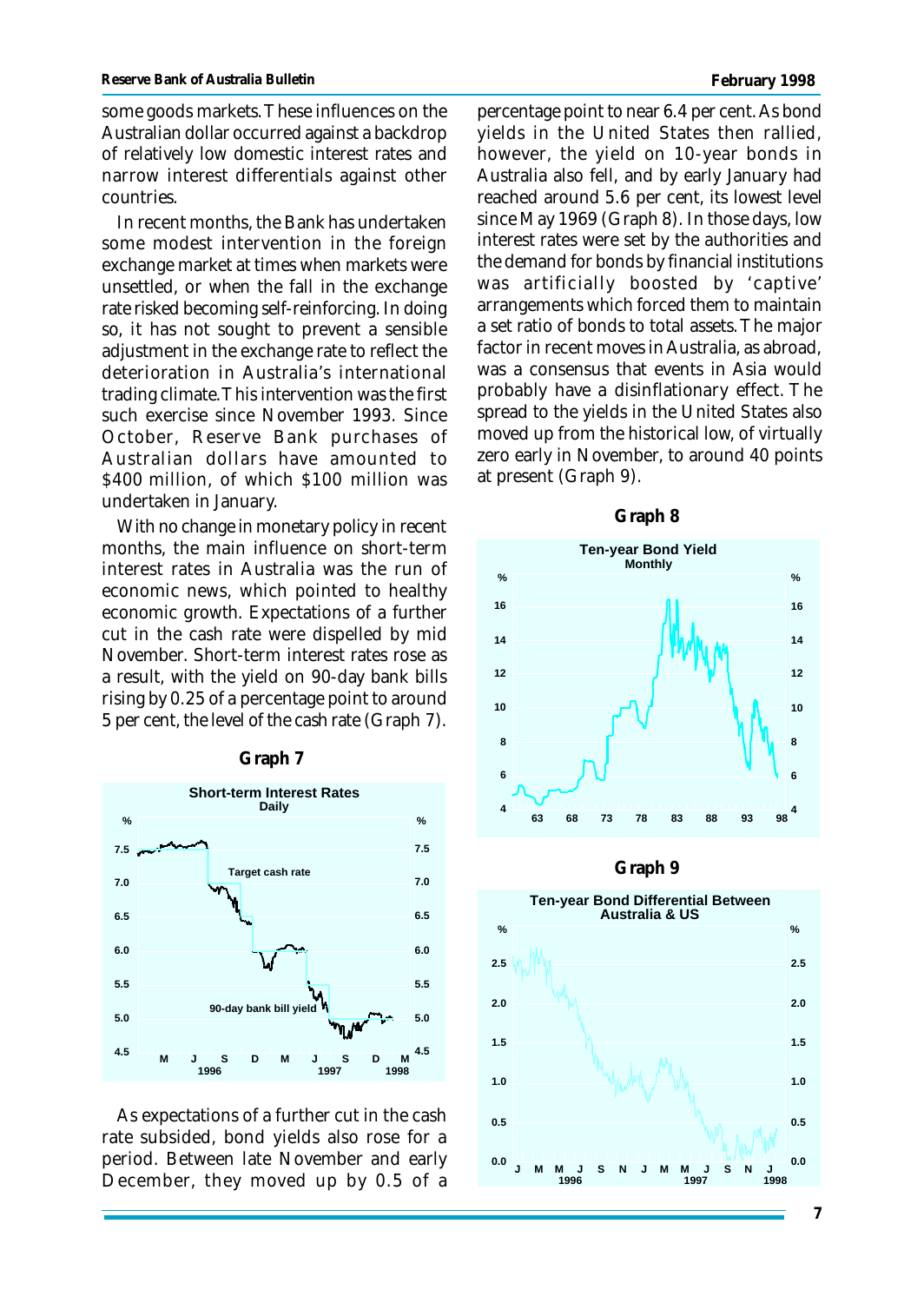some goods markets. These influences on the Australian dollar occurred against a backdrop of relatively low domestic interest rates and narrow interest differentials against other countries.

In recent months, the Bank has undertaken some modest intervention in the foreign exchange market at times when markets were unsettled, or when the fall in the exchange rate risked becoming self-reinforcing. In doing so, it has not sought to prevent a sensible adjustment in the exchange rate to reflect the deterioration in Australia's international trading climate. This intervention was the first such exercise since November 1993. Since October, Reserve Bank purchases of Australian dollars have amounted to $400 million, of which $100 million was undertaken in January.

With no change in monetary policy in recent months, the main influence on short-term interest rates in Australia was the run of economic news, which pointed to healthy economic growth. Expectations of a further cut in the cash rate were dispelled by mid November. Short-term interest rates rose as a result, with the yield on 90-day bank bills rising by 0.25 of a percentage point to around 5 per cent, the level of the cash rate (Graph 7).

**Graph 7**

As expectations of a further cut in the cash rate subsided, bond yields also rose for a period. Between late November and early December, they moved up by 0.5 of a percentage point to near 6.4 per cent. As bond yields in the United States then rallied, however, the yield on 10-year bonds in Australia also fell, and by early January had reached around 5.6 per cent, its lowest level since May 1969 (Graph 8). In those days, low interest rates were set by the authorities and the demand for bonds by financial institutions was artificially boosted by 'captive' arrangements which forced them to maintain a set ratio of bonds to total assets. The major factor in recent moves in Australia, as abroad, was a consensus that events in Asia would probably have a disinflationary effect. The spread to the yields in the United States also moved up from the historical low, of virtually zero early in November, to around 40 points at present (Graph 9).

**Graph 8**

**Graph 9**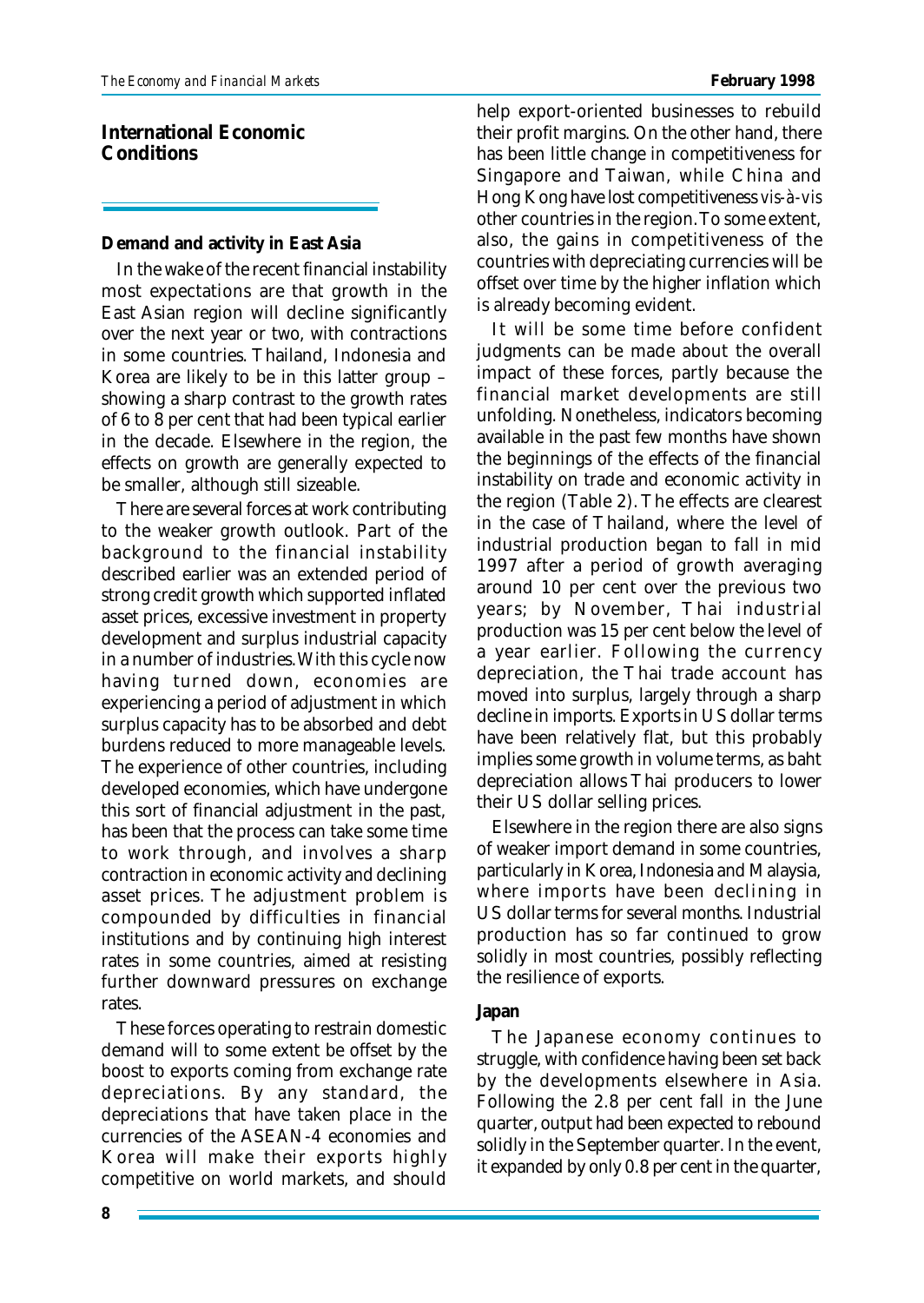## International Economic Conditions

### Demand and activity in East Asia

In the wake of the recent financial instability most expectations are that growth in the East Asian region will decline significantly over the next year or two, with contractions in some countries. Thailand, Indonesia and Korea are likely to be in this latter group – showing a sharp contrast to the growth rates of 6 to 8 per cent that had been typical earlier in the decade. Elsewhere in the region, the effects on growth are generally expected to be smaller, although still sizeable.

There are several forces at work contributing to the weaker growth outlook. Part of the background to the financial instability described earlier was an extended period of strong credit growth which supported inflated asset prices, excessive investment in property development and surplus industrial capacity in a number of industries. With this cycle now having turned down, economies are experiencing a period of adjustment in which surplus capacity has to be absorbed and debt burdens reduced to more manageable levels. The experience of other countries, including developed economies, which have undergone this sort of financial adjustment in the past, has been that the process can take some time to work through, and involves a sharp contraction in economic activity and declining asset prices. The adjustment problem is compounded by difficulties in financial institutions and by continuing high interest rates in some countries, aimed at resisting further downward pressures on exchange rates.

These forces operating to restrain domestic demand will to some extent be offset by the boost to exports coming from exchange rate depreciations. By any standard, the depreciations that have taken place in the currencies of the ASEAN-4 economies and Korea will make their exports highly competitive on world markets, and should help export-oriented businesses to rebuild their profit margins. On the other hand, there has been little change in competitiveness for Singapore and Taiwan, while China and Hong Kong have lost competitiveness *vis-à-vis* other countries in the region. To some extent, also, the gains in competitiveness of the countries with depreciating currencies will be offset over time by the higher inflation which is already becoming evident.

It will be some time before confident judgments can be made about the overall impact of these forces, partly because the financial market developments are still unfolding. Nonetheless, indicators becoming available in the past few months have shown the beginnings of the effects of the financial instability on trade and economic activity in the region (Table 2). The effects are clearest in the case of Thailand, where the level of industrial production began to fall in mid 1997 after a period of growth averaging around 10 per cent over the previous two years; by November, Thai industrial production was 15 per cent below the level of a year earlier. Following the currency depreciation, the Thai trade account has moved into surplus, largely through a sharp decline in imports. Exports in US dollar terms have been relatively flat, but this probably implies some growth in volume terms, as baht depreciation allows Thai producers to lower their US dollar selling prices.

Elsewhere in the region there are also signs of weaker import demand in some countries, particularly in Korea, Indonesia and Malaysia, where imports have been declining in US dollar terms for several months. Industrial production has so far continued to grow solidly in most countries, possibly reflecting the resilience of exports.

### Japan

The Japanese economy continues to struggle, with confidence having been set back by the developments elsewhere in Asia. Following the 2.8 per cent fall in the June quarter, output had been expected to rebound solidly in the September quarter. In the event, it expanded by only 0.8 per cent in the quarter,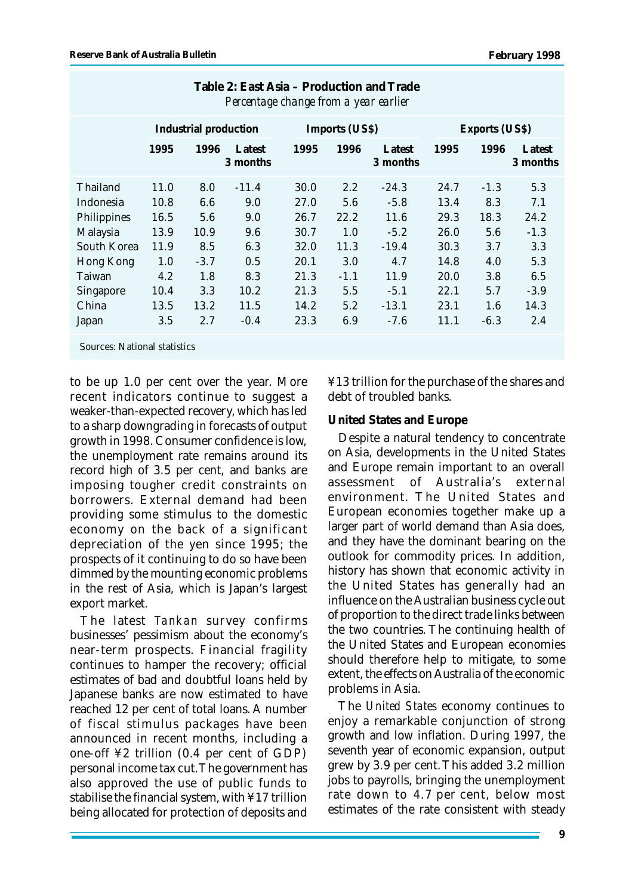**Table 2: East Asia – Production and Trade**
*Percentage change from a year earlier*

| | Industrial production | | | Imports (US$) | | | Exports (US$) | | |
|---|---|---|---|---|---|---|---|---|---|
| | 1995 | 1996 | Latest 3 months | 1995 | 1996 | Latest 3 months | 1995 | 1996 | Latest 3 months |
| Thailand | 11.0 | 8.0 | -11.4 | 30.0 | 2.2 | -24.3 | 24.7 | -1.3 | 5.3 |
| Indonesia | 10.8 | 6.6 | 9.0 | 27.0 | 5.6 | -5.8 | 13.4 | 8.3 | 7.1 |
| Philippines | 16.5 | 5.6 | 9.0 | 26.7 | 22.2 | 11.6 | 29.3 | 18.3 | 24.2 |
| Malaysia | 13.9 | 10.9 | 9.6 | 30.7 | 1.0 | -5.2 | 26.0 | 5.6 | -1.3 |
| South Korea | 11.9 | 8.5 | 6.3 | 32.0 | 11.3 | -19.4 | 30.3 | 3.7 | 3.3 |
| Hong Kong | 1.0 | -3.7 | 0.5 | 20.1 | 3.0 | 4.7 | 14.8 | 4.0 | 5.3 |
| Taiwan | 4.2 | 1.8 | 8.3 | 21.3 | -1.1 | 11.9 | 20.0 | 3.8 | 6.5 |
| Singapore | 10.4 | 3.3 | 10.2 | 21.3 | 5.5 | -5.1 | 22.1 | 5.7 | -3.9 |
| China | 13.5 | 13.2 | 11.5 | 14.2 | 5.2 | -13.1 | 23.1 | 1.6 | 14.3 |
| Japan | 3.5 | 2.7 | -0.4 | 23.3 | 6.9 | -7.6 | 11.1 | -6.3 | 2.4 |

Sources: National statistics

to be up 1.0 per cent over the year. More recent indicators continue to suggest a weaker-than-expected recovery, which has led to a sharp downgrading in forecasts of output growth in 1998. Consumer confidence is low, the unemployment rate remains around its record high of 3.5 per cent, and banks are imposing tougher credit constraints on borrowers. External demand had been providing some stimulus to the domestic economy on the back of a significant depreciation of the yen since 1995; the prospects of it continuing to do so have been dimmed by the mounting economic problems in the rest of Asia, which is Japan's largest export market.

The latest *Tankan* survey confirms businesses' pessimism about the economy's near-term prospects. Financial fragility continues to hamper the recovery; official estimates of bad and doubtful loans held by Japanese banks are now estimated to have reached 12 per cent of total loans. A number of fiscal stimulus packages have been announced in recent months, including a one-off ¥2 trillion (0.4 per cent of GDP) personal income tax cut. The government has also approved the use of public funds to stabilise the financial system, with ¥17 trillion being allocated for protection of deposits and ¥13 trillion for the purchase of the shares and debt of troubled banks.

### United States and Europe

Despite a natural tendency to concentrate on Asia, developments in the United States and Europe remain important to an overall assessment of Australia's external environment. The United States and European economies together make up a larger part of world demand than Asia does, and they have the dominant bearing on the outlook for commodity prices. In addition, history has shown that economic activity in the United States has generally had an influence on the Australian business cycle out of proportion to the direct trade links between the two countries. The continuing health of the United States and European economies should therefore help to mitigate, to some extent, the effects on Australia of the economic problems in Asia.

The *United States* economy continues to enjoy a remarkable conjunction of strong growth and low inflation. During 1997, the seventh year of economic expansion, output grew by 3.9 per cent. This added 3.2 million jobs to payrolls, bringing the unemployment rate down to 4.7 per cent, below most estimates of the rate consistent with steady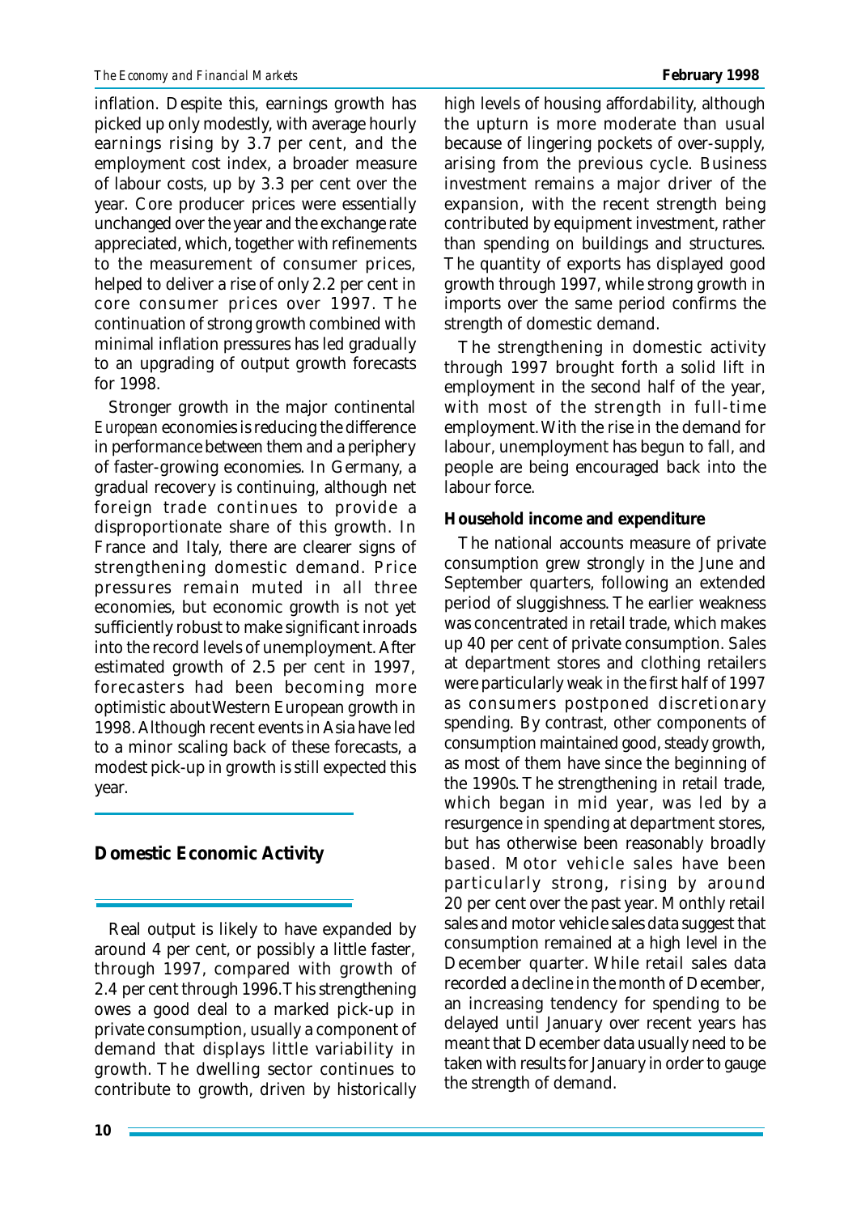inflation. Despite this, earnings growth has picked up only modestly, with average hourly earnings rising by 3.7 per cent, and the employment cost index, a broader measure of labour costs, up by 3.3 per cent over the year. Core producer prices were essentially unchanged over the year and the exchange rate appreciated, which, together with refinements to the measurement of consumer prices, helped to deliver a rise of only 2.2 per cent in core consumer prices over 1997. The continuation of strong growth combined with minimal inflation pressures has led gradually to an upgrading of output growth forecasts for 1998.

Stronger growth in the major continental *European* economies is reducing the difference in performance between them and a periphery of faster-growing economies. In Germany, a gradual recovery is continuing, although net foreign trade continues to provide a disproportionate share of this growth. In France and Italy, there are clearer signs of strengthening domestic demand. Price pressures remain muted in all three economies, but economic growth is not yet sufficiently robust to make significant inroads into the record levels of unemployment. After estimated growth of 2.5 per cent in 1997, forecasters had been becoming more optimistic about Western European growth in 1998. Although recent events in Asia have led to a minor scaling back of these forecasts, a modest pick-up in growth is still expected this year.

## Domestic Economic Activity

Real output is likely to have expanded by around 4 per cent, or possibly a little faster, through 1997, compared with growth of 2.4 per cent through 1996. This strengthening owes a good deal to a marked pick-up in private consumption, usually a component of demand that displays little variability in growth. The dwelling sector continues to contribute to growth, driven by historically high levels of housing affordability, although the upturn is more moderate than usual because of lingering pockets of over-supply, arising from the previous cycle. Business investment remains a major driver of the expansion, with the recent strength being contributed by equipment investment, rather than spending on buildings and structures. The quantity of exports has displayed good growth through 1997, while strong growth in imports over the same period confirms the strength of domestic demand.

The strengthening in domestic activity through 1997 brought forth a solid lift in employment in the second half of the year, with most of the strength in full-time employment. With the rise in the demand for labour, unemployment has begun to fall, and people are being encouraged back into the labour force.

### Household income and expenditure

The national accounts measure of private consumption grew strongly in the June and September quarters, following an extended period of sluggishness. The earlier weakness was concentrated in retail trade, which makes up 40 per cent of private consumption. Sales at department stores and clothing retailers were particularly weak in the first half of 1997 as consumers postponed discretionary spending. By contrast, other components of consumption maintained good, steady growth, as most of them have since the beginning of the 1990s. The strengthening in retail trade, which began in mid year, was led by a resurgence in spending at department stores, but has otherwise been reasonably broadly based. Motor vehicle sales have been particularly strong, rising by around 20 per cent over the past year. Monthly retail sales and motor vehicle sales data suggest that consumption remained at a high level in the December quarter. While retail sales data recorded a decline in the month of December, an increasing tendency for spending to be delayed until January over recent years has meant that December data usually need to be taken with results for January in order to gauge the strength of demand.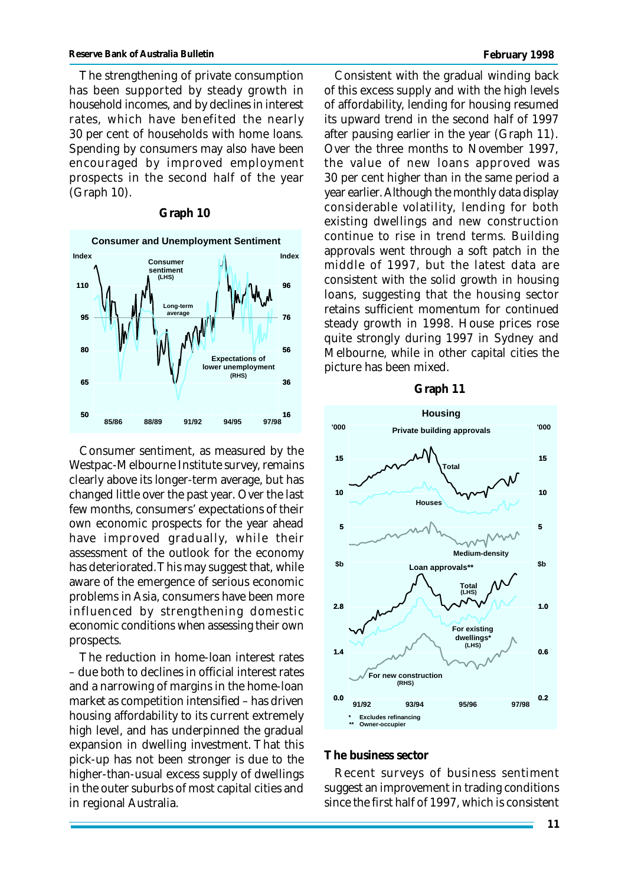The strengthening of private consumption has been supported by steady growth in household incomes, and by declines in interest rates, which have benefited the nearly 30 per cent of households with home loans. Spending by consumers may also have been encouraged by improved employment prospects in the second half of the year (Graph 10).

**Graph 10**

Consumer sentiment, as measured by the Westpac-Melbourne Institute survey, remains clearly above its longer-term average, but has changed little over the past year. Over the last few months, consumers' expectations of their own economic prospects for the year ahead have improved gradually, while their assessment of the outlook for the economy has deteriorated. This may suggest that, while aware of the emergence of serious economic problems in Asia, consumers have been more influenced by strengthening domestic economic conditions when assessing their own prospects.

The reduction in home-loan interest rates – due both to declines in official interest rates and a narrowing of margins in the home-loan market as competition intensified – has driven housing affordability to its current extremely high level, and has underpinned the gradual expansion in dwelling investment. That this pick-up has not been stronger is due to the higher-than-usual excess supply of dwellings in the outer suburbs of most capital cities and in regional Australia.

Consistent with the gradual winding back of this excess supply and with the high levels of affordability, lending for housing resumed its upward trend in the second half of 1997 after pausing earlier in the year (Graph 11). Over the three months to November 1997, the value of new loans approved was 30 per cent higher than in the same period a year earlier. Although the monthly data display considerable volatility, lending for both existing dwellings and new construction continue to rise in trend terms. Building approvals went through a soft patch in the middle of 1997, but the latest data are consistent with the solid growth in housing loans, suggesting that the housing sector retains sufficient momentum for continued steady growth in 1998. House prices rose quite strongly during 1997 in Sydney and Melbourne, while in other capital cities the picture has been mixed.

**Graph 11**

## The business sector

Recent surveys of business sentiment suggest an improvement in trading conditions since the first half of 1997, which is consistent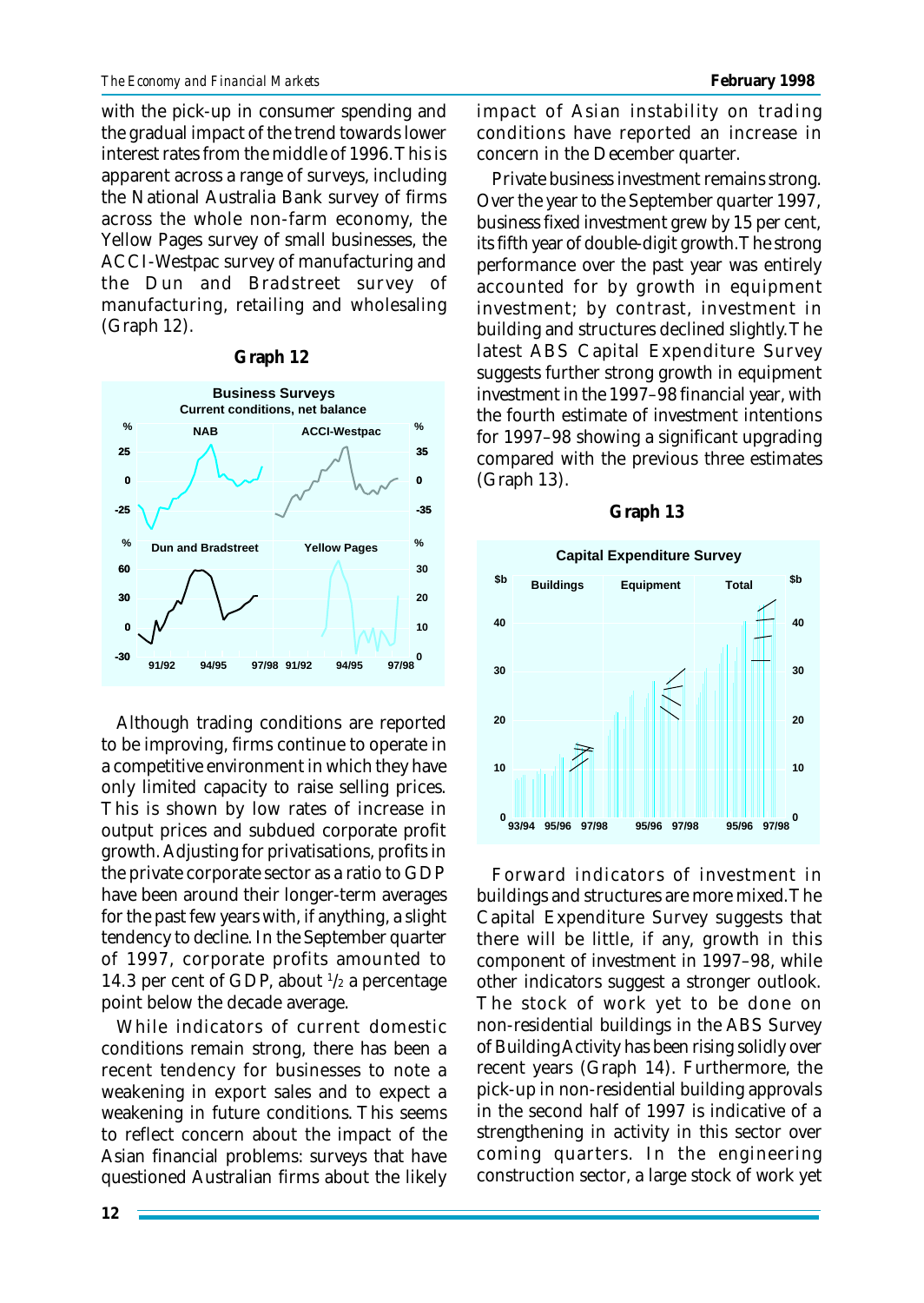with the pick-up in consumer spending and the gradual impact of the trend towards lower interest rates from the middle of 1996. This is apparent across a range of surveys, including the National Australia Bank survey of firms across the whole non-farm economy, the Yellow Pages survey of small businesses, the ACCI-Westpac survey of manufacturing and the Dun and Bradstreet survey of manufacturing, retailing and wholesaling (Graph 12).

**Graph 12**

Although trading conditions are reported to be improving, firms continue to operate in a competitive environment in which they have only limited capacity to raise selling prices. This is shown by low rates of increase in output prices and subdued corporate profit growth. Adjusting for privatisations, profits in the private corporate sector as a ratio to GDP have been around their longer-term averages for the past few years with, if anything, a slight tendency to decline. In the September quarter of 1997, corporate profits amounted to 14.3 per cent of GDP, about ½ a percentage point below the decade average.

While indicators of current domestic conditions remain strong, there has been a recent tendency for businesses to note a weakening in export sales and to expect a weakening in future conditions. This seems to reflect concern about the impact of the Asian financial problems: surveys that have questioned Australian firms about the likely impact of Asian instability on trading conditions have reported an increase in concern in the December quarter.

Private business investment remains strong. Over the year to the September quarter 1997, business fixed investment grew by 15 per cent, its fifth year of double-digit growth. The strong performance over the past year was entirely accounted for by growth in equipment investment; by contrast, investment in building and structures declined slightly. The latest ABS Capital Expenditure Survey suggests further strong growth in equipment investment in the 1997–98 financial year, with the fourth estimate of investment intentions for 1997–98 showing a significant upgrading compared with the previous three estimates (Graph 13).

**Graph 13**

Forward indicators of investment in buildings and structures are more mixed. The Capital Expenditure Survey suggests that there will be little, if any, growth in this component of investment in 1997–98, while other indicators suggest a stronger outlook. The stock of work yet to be done on non-residential buildings in the ABS Survey of Building Activity has been rising solidly over recent years (Graph 14). Furthermore, the pick-up in non-residential building approvals in the second half of 1997 is indicative of a strengthening in activity in this sector over coming quarters. In the engineering construction sector, a large stock of work yet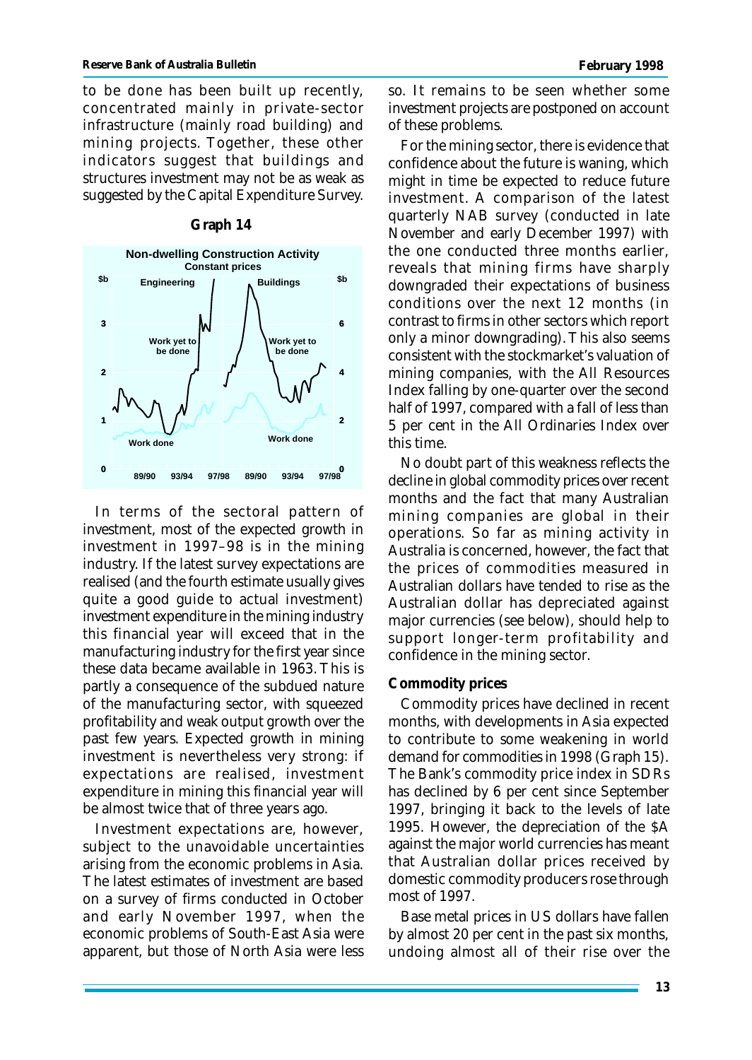to be done has been built up recently, concentrated mainly in private-sector infrastructure (mainly road building) and mining projects. Together, these other indicators suggest that buildings and structures investment may not be as weak as suggested by the Capital Expenditure Survey.

**Graph 14**

In terms of the sectoral pattern of investment, most of the expected growth in investment in 1997–98 is in the mining industry. If the latest survey expectations are realised (and the fourth estimate usually gives quite a good guide to actual investment) investment expenditure in the mining industry this financial year will exceed that in the manufacturing industry for the first year since these data became available in 1963. This is partly a consequence of the subdued nature of the manufacturing sector, with squeezed profitability and weak output growth over the past few years. Expected growth in mining investment is nevertheless very strong: if expectations are realised, investment expenditure in mining this financial year will be almost twice that of three years ago.

Investment expectations are, however, subject to the unavoidable uncertainties arising from the economic problems in Asia. The latest estimates of investment are based on a survey of firms conducted in October and early November 1997, when the economic problems of South-East Asia were apparent, but those of North Asia were less so. It remains to be seen whether some investment projects are postponed on account of these problems.

For the mining sector, there is evidence that confidence about the future is waning, which might in time be expected to reduce future investment. A comparison of the latest quarterly NAB survey (conducted in late November and early December 1997) with the one conducted three months earlier, reveals that mining firms have sharply downgraded their expectations of business conditions over the next 12 months (in contrast to firms in other sectors which report only a minor downgrading). This also seems consistent with the stockmarket's valuation of mining companies, with the All Resources Index falling by one-quarter over the second half of 1997, compared with a fall of less than 5 per cent in the All Ordinaries Index over this time.

No doubt part of this weakness reflects the decline in global commodity prices over recent months and the fact that many Australian mining companies are global in their operations. So far as mining activity in Australia is concerned, however, the fact that the prices of commodities measured in Australian dollars have tended to rise as the Australian dollar has depreciated against major currencies (see below), should help to support longer-term profitability and confidence in the mining sector.

**Commodity prices**

Commodity prices have declined in recent months, with developments in Asia expected to contribute to some weakening in world demand for commodities in 1998 (Graph 15). The Bank's commodity price index in SDRs has declined by 6 per cent since September 1997, bringing it back to the levels of late 1995. However, the depreciation of the $A against the major world currencies has meant that Australian dollar prices received by domestic commodity producers rose through most of 1997.

Base metal prices in US dollars have fallen by almost 20 per cent in the past six months, undoing almost all of their rise over the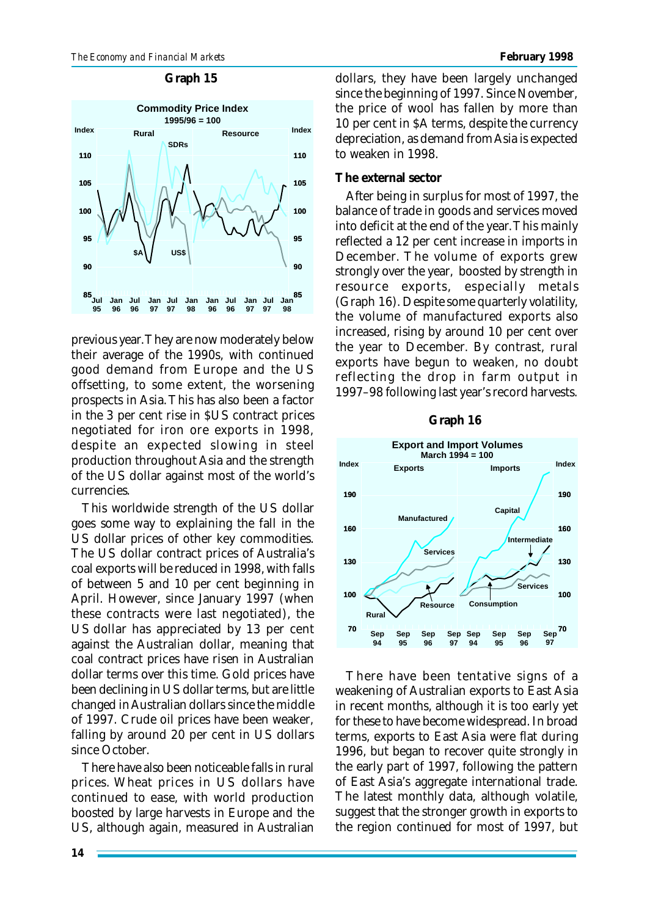**Graph 15**

previous year. They are now moderately below their average of the 1990s, with continued good demand from Europe and the US offsetting, to some extent, the worsening prospects in Asia. This has also been a factor in the 3 per cent rise in $US contract prices negotiated for iron ore exports in 1998, despite an expected slowing in steel production throughout Asia and the strength of the US dollar against most of the world's currencies.

This worldwide strength of the US dollar goes some way to explaining the fall in the US dollar prices of other key commodities. The US dollar contract prices of Australia's coal exports will be reduced in 1998, with falls of between 5 and 10 per cent beginning in April. However, since January 1997 (when these contracts were last negotiated), the US dollar has appreciated by 13 per cent against the Australian dollar, meaning that coal contract prices have risen in Australian dollar terms over this time. Gold prices have been declining in US dollar terms, but are little changed in Australian dollars since the middle of 1997. Crude oil prices have been weaker, falling by around 20 per cent in US dollars since October.

There have also been noticeable falls in rural prices. Wheat prices in US dollars have continued to ease, with world production boosted by large harvests in Europe and the US, although again, measured in Australian dollars, they have been largely unchanged since the beginning of 1997. Since November, the price of wool has fallen by more than 10 per cent in $A terms, despite the currency depreciation, as demand from Asia is expected to weaken in 1998.

**The external sector**

After being in surplus for most of 1997, the balance of trade in goods and services moved into deficit at the end of the year. This mainly reflected a 12 per cent increase in imports in December. The volume of exports grew strongly over the year, boosted by strength in resource exports, especially metals (Graph 16). Despite some quarterly volatility, the volume of manufactured exports also increased, rising by around 10 per cent over the year to December. By contrast, rural exports have begun to weaken, no doubt reflecting the drop in farm output in 1997–98 following last year's record harvests.

**Graph 16**

There have been tentative signs of a weakening of Australian exports to East Asia in recent months, although it is too early yet for these to have become widespread. In broad terms, exports to East Asia were flat during 1996, but began to recover quite strongly in the early part of 1997, following the pattern of East Asia's aggregate international trade. The latest monthly data, although volatile, suggest that the stronger growth in exports to the region continued for most of 1997, but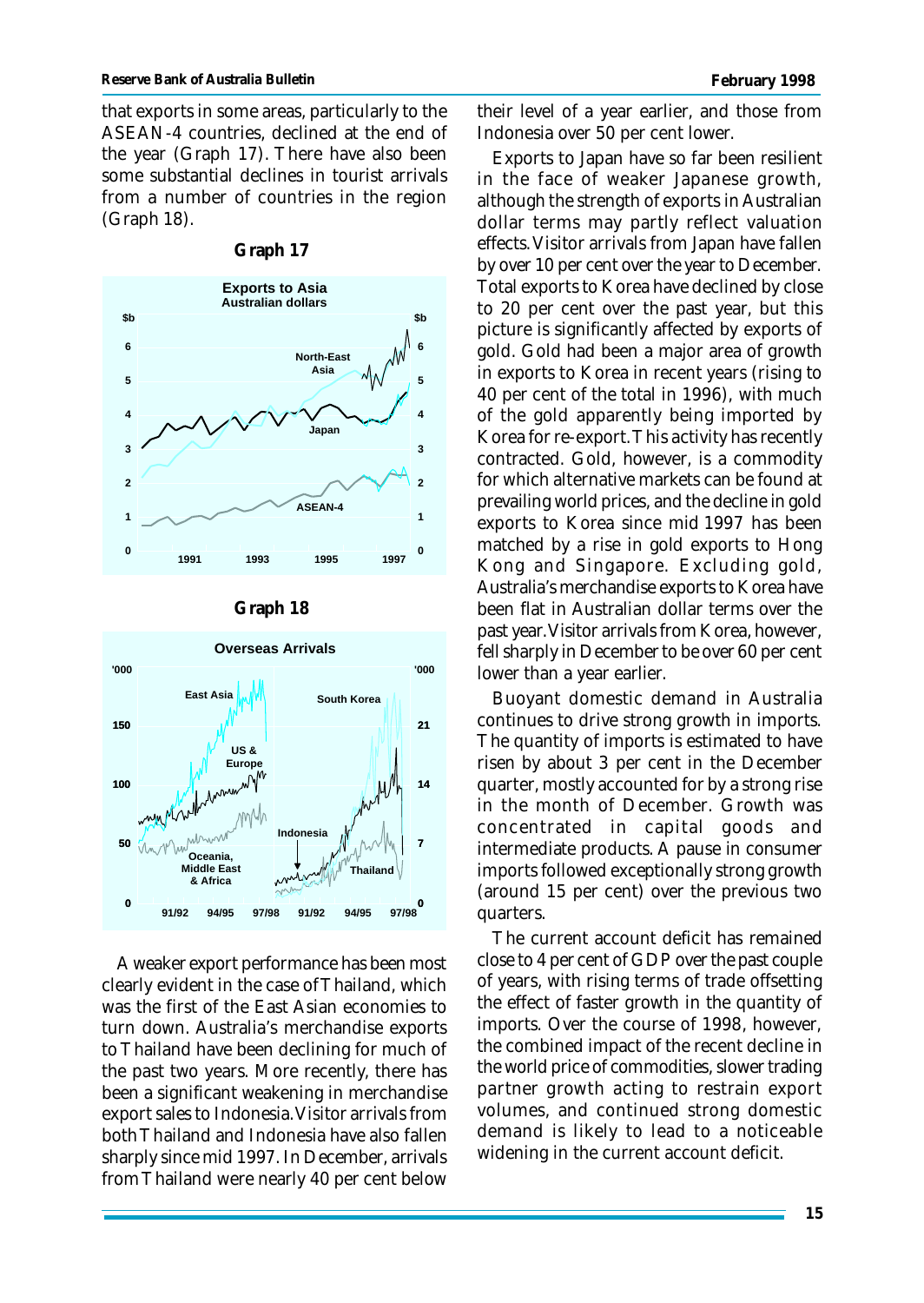that exports in some areas, particularly to the ASEAN-4 countries, declined at the end of the year (Graph 17). There have also been some substantial declines in tourist arrivals from a number of countries in the region (Graph 18).

**Graph 17**

**Graph 18**

A weaker export performance has been most clearly evident in the case of Thailand, which was the first of the East Asian economies to turn down. Australia's merchandise exports to Thailand have been declining for much of the past two years. More recently, there has been a significant weakening in merchandise export sales to Indonesia. Visitor arrivals from both Thailand and Indonesia have also fallen sharply since mid 1997. In December, arrivals from Thailand were nearly 40 per cent below their level of a year earlier, and those from Indonesia over 50 per cent lower.

Exports to Japan have so far been resilient in the face of weaker Japanese growth, although the strength of exports in Australian dollar terms may partly reflect valuation effects. Visitor arrivals from Japan have fallen by over 10 per cent over the year to December. Total exports to Korea have declined by close to 20 per cent over the past year, but this picture is significantly affected by exports of gold. Gold had been a major area of growth in exports to Korea in recent years (rising to 40 per cent of the total in 1996), with much of the gold apparently being imported by Korea for re-export. This activity has recently contracted. Gold, however, is a commodity for which alternative markets can be found at prevailing world prices, and the decline in gold exports to Korea since mid 1997 has been matched by a rise in gold exports to Hong Kong and Singapore. Excluding gold, Australia's merchandise exports to Korea have been flat in Australian dollar terms over the past year. Visitor arrivals from Korea, however, fell sharply in December to be over 60 per cent lower than a year earlier.

Buoyant domestic demand in Australia continues to drive strong growth in imports. The quantity of imports is estimated to have risen by about 3 per cent in the December quarter, mostly accounted for by a strong rise in the month of December. Growth was concentrated in capital goods and intermediate products. A pause in consumer imports followed exceptionally strong growth (around 15 per cent) over the previous two quarters.

The current account deficit has remained close to 4 per cent of GDP over the past couple of years, with rising terms of trade offsetting the effect of faster growth in the quantity of imports. Over the course of 1998, however, the combined impact of the recent decline in the world price of commodities, slower trading partner growth acting to restrain export volumes, and continued strong domestic demand is likely to lead to a noticeable widening in the current account deficit.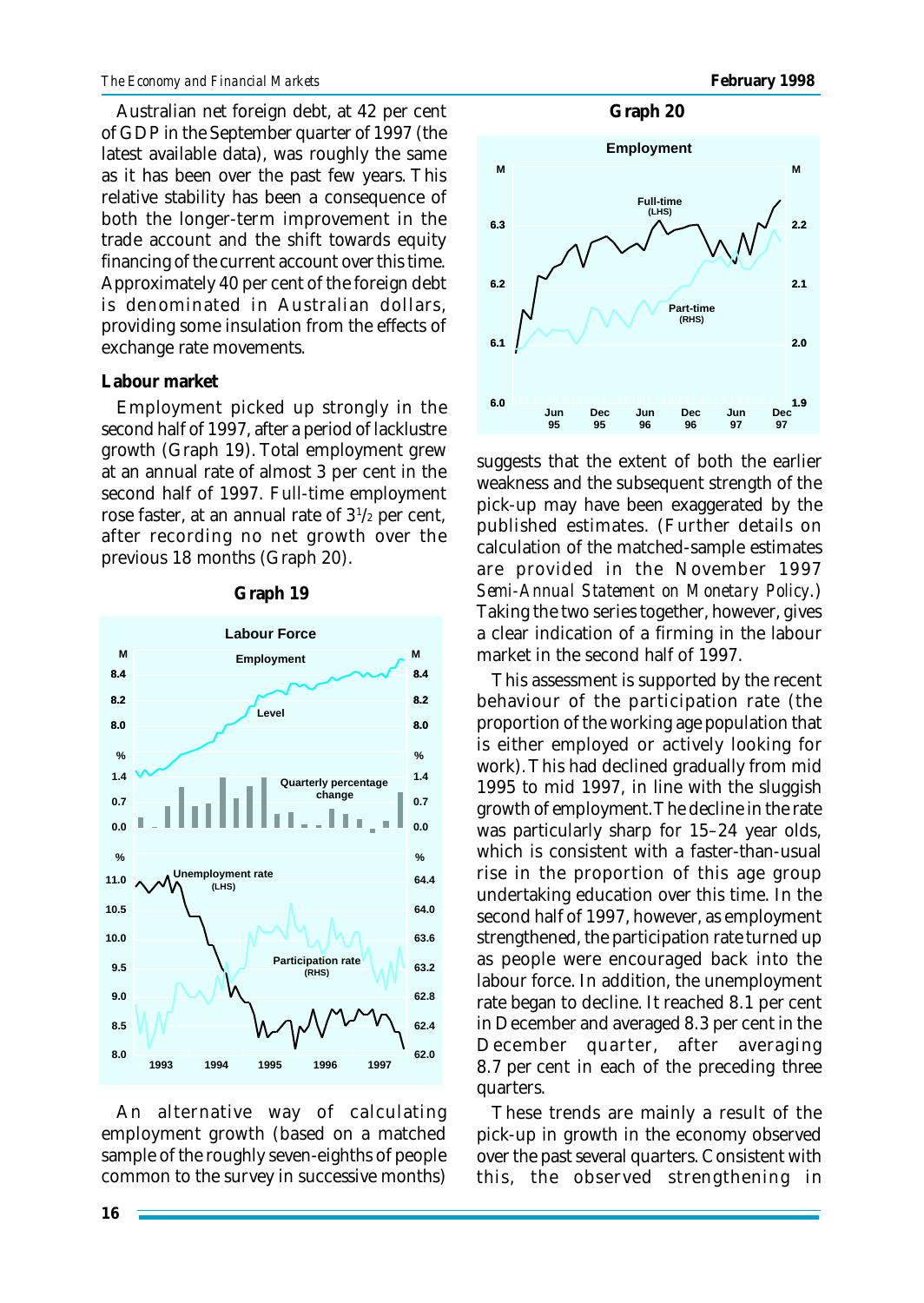Australian net foreign debt, at 42 per cent of GDP in the September quarter of 1997 (the latest available data), was roughly the same as it has been over the past few years. This relative stability has been a consequence of both the longer-term improvement in the trade account and the shift towards equity financing of the current account over this time. Approximately 40 per cent of the foreign debt is denominated in Australian dollars, providing some insulation from the effects of exchange rate movements.

### Labour market

Employment picked up strongly in the second half of 1997, after a period of lacklustre growth (Graph 19). Total employment grew at an annual rate of almost 3 per cent in the second half of 1997. Full-time employment rose faster, at an annual rate of $3\frac{1}{2}$ per cent, after recording no net growth over the previous 18 months (Graph 20).

**Graph 19**

**Graph 20**

An alternative way of calculating employment growth (based on a matched sample of the roughly seven-eighths of people common to the survey in successive months) suggests that the extent of both the earlier weakness and the subsequent strength of the pick-up may have been exaggerated by the published estimates. (Further details on calculation of the matched-sample estimates are provided in the November 1997 *Semi-Annual Statement on Monetary Policy*.) Taking the two series together, however, gives a clear indication of a firming in the labour market in the second half of 1997.

This assessment is supported by the recent behaviour of the participation rate (the proportion of the working age population that is either employed or actively looking for work). This had declined gradually from mid 1995 to mid 1997, in line with the sluggish growth of employment. The decline in the rate was particularly sharp for 15–24 year olds, which is consistent with a faster-than-usual rise in the proportion of this age group undertaking education over this time. In the second half of 1997, however, as employment strengthened, the participation rate turned up as people were encouraged back into the labour force. In addition, the unemployment rate began to decline. It reached 8.1 per cent in December and averaged 8.3 per cent in the December quarter, after averaging 8.7 per cent in each of the preceding three quarters.

These trends are mainly a result of the pick-up in growth in the economy observed over the past several quarters. Consistent with this, the observed strengthening in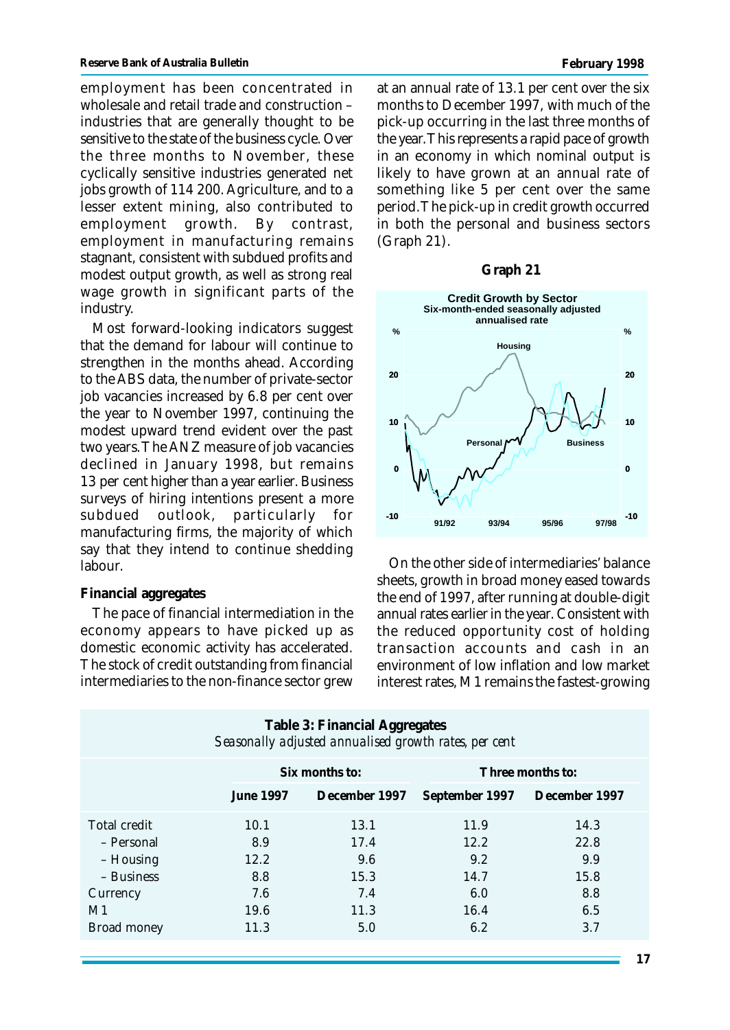employment has been concentrated in wholesale and retail trade and construction – industries that are generally thought to be sensitive to the state of the business cycle. Over the three months to November, these cyclically sensitive industries generated net jobs growth of 114 200. Agriculture, and to a lesser extent mining, also contributed to employment growth. By contrast, employment in manufacturing remains stagnant, consistent with subdued profits and modest output growth, as well as strong real wage growth in significant parts of the industry.

Most forward-looking indicators suggest that the demand for labour will continue to strengthen in the months ahead. According to the ABS data, the number of private-sector job vacancies increased by 6.8 per cent over the year to November 1997, continuing the modest upward trend evident over the past two years. The ANZ measure of job vacancies declined in January 1998, but remains 13 per cent higher than a year earlier. Business surveys of hiring intentions present a more subdued outlook, particularly for manufacturing firms, the majority of which say that they intend to continue shedding labour.

### Financial aggregates

The pace of financial intermediation in the economy appears to have picked up as domestic economic activity has accelerated. The stock of credit outstanding from financial intermediaries to the non-finance sector grew at an annual rate of 13.1 per cent over the six months to December 1997, with much of the pick-up occurring in the last three months of the year. This represents a rapid pace of growth in an economy in which nominal output is likely to have grown at an annual rate of something like 5 per cent over the same period. The pick-up in credit growth occurred in both the personal and business sectors (Graph 21).

**Graph 21**

On the other side of intermediaries' balance sheets, growth in broad money eased towards the end of 1997, after running at double-digit annual rates earlier in the year. Consistent with the reduced opportunity cost of holding transaction accounts and cash in an environment of low inflation and low market interest rates, M1 remains the fastest-growing

**Table 3: Financial Aggregates**
*Seasonally adjusted annualised growth rates, per cent*

| | Six months to: | | Three months to: | |
|---|---|---|---|---|
| | June 1997 | December 1997 | September 1997 | December 1997 |
| Total credit | 10.1 | 13.1 | 11.9 | 14.3 |
| – Personal | 8.9 | 17.4 | 12.2 | 22.8 |
| – Housing | 12.2 | 9.6 | 9.2 | 9.9 |
| – Business | 8.8 | 15.3 | 14.7 | 15.8 |
| Currency | 7.6 | 7.4 | 6.0 | 8.8 |
| M1 | 19.6 | 11.3 | 16.4 | 6.5 |
| Broad money | 11.3 | 5.0 | 6.2 | 3.7 |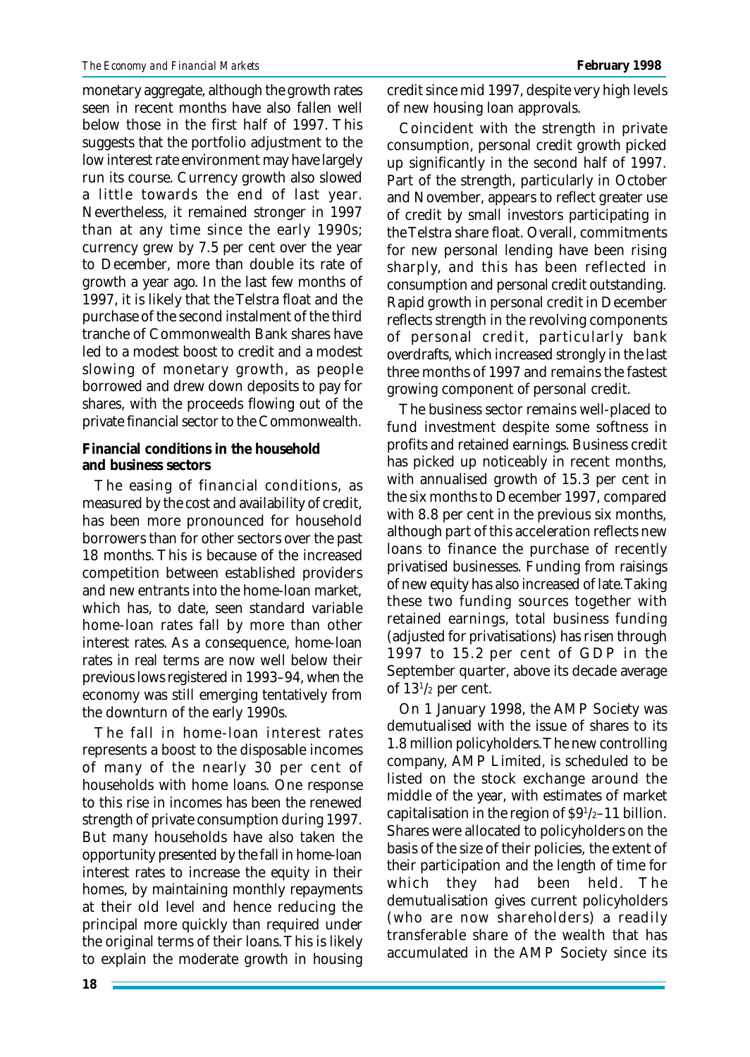monetary aggregate, although the growth rates seen in recent months have also fallen well below those in the first half of 1997. This suggests that the portfolio adjustment to the low interest rate environment may have largely run its course. Currency growth also slowed a little towards the end of last year. Nevertheless, it remained stronger in 1997 than at any time since the early 1990s; currency grew by 7.5 per cent over the year to December, more than double its rate of growth a year ago. In the last few months of 1997, it is likely that the Telstra float and the purchase of the second instalment of the third tranche of Commonwealth Bank shares have led to a modest boost to credit and a modest slowing of monetary growth, as people borrowed and drew down deposits to pay for shares, with the proceeds flowing out of the private financial sector to the Commonwealth.

**Financial conditions in the household and business sectors**

The easing of financial conditions, as measured by the cost and availability of credit, has been more pronounced for household borrowers than for other sectors over the past 18 months. This is because of the increased competition between established providers and new entrants into the home-loan market, which has, to date, seen standard variable home-loan rates fall by more than other interest rates. As a consequence, home-loan rates in real terms are now well below their previous lows registered in 1993–94, when the economy was still emerging tentatively from the downturn of the early 1990s.

The fall in home-loan interest rates represents a boost to the disposable incomes of many of the nearly 30 per cent of households with home loans. One response to this rise in incomes has been the renewed strength of private consumption during 1997. But many households have also taken the opportunity presented by the fall in home-loan interest rates to increase the equity in their homes, by maintaining monthly repayments at their old level and hence reducing the principal more quickly than required under the original terms of their loans. This is likely to explain the moderate growth in housing credit since mid 1997, despite very high levels of new housing loan approvals.

Coincident with the strength in private consumption, personal credit growth picked up significantly in the second half of 1997. Part of the strength, particularly in October and November, appears to reflect greater use of credit by small investors participating in the Telstra share float. Overall, commitments for new personal lending have been rising sharply, and this has been reflected in consumption and personal credit outstanding. Rapid growth in personal credit in December reflects strength in the revolving components of personal credit, particularly bank overdrafts, which increased strongly in the last three months of 1997 and remains the fastest growing component of personal credit.

The business sector remains well-placed to fund investment despite some softness in profits and retained earnings. Business credit has picked up noticeably in recent months, with annualised growth of 15.3 per cent in the six months to December 1997, compared with 8.8 per cent in the previous six months, although part of this acceleration reflects new loans to finance the purchase of recently privatised businesses. Funding from raisings of new equity has also increased of late. Taking these two funding sources together with retained earnings, total business funding (adjusted for privatisations) has risen through 1997 to 15.2 per cent of GDP in the September quarter, above its decade average of 13½ per cent.

On 1 January 1998, the AMP Society was demutualised with the issue of shares to its 1.8 million policyholders. The new controlling company, AMP Limited, is scheduled to be listed on the stock exchange around the middle of the year, with estimates of market capitalisation in the region of $9½–11 billion. Shares were allocated to policyholders on the basis of the size of their policies, the extent of their participation and the length of time for which they had been held. The demutualisation gives current policyholders (who are now shareholders) a readily transferable share of the wealth that has accumulated in the AMP Society since its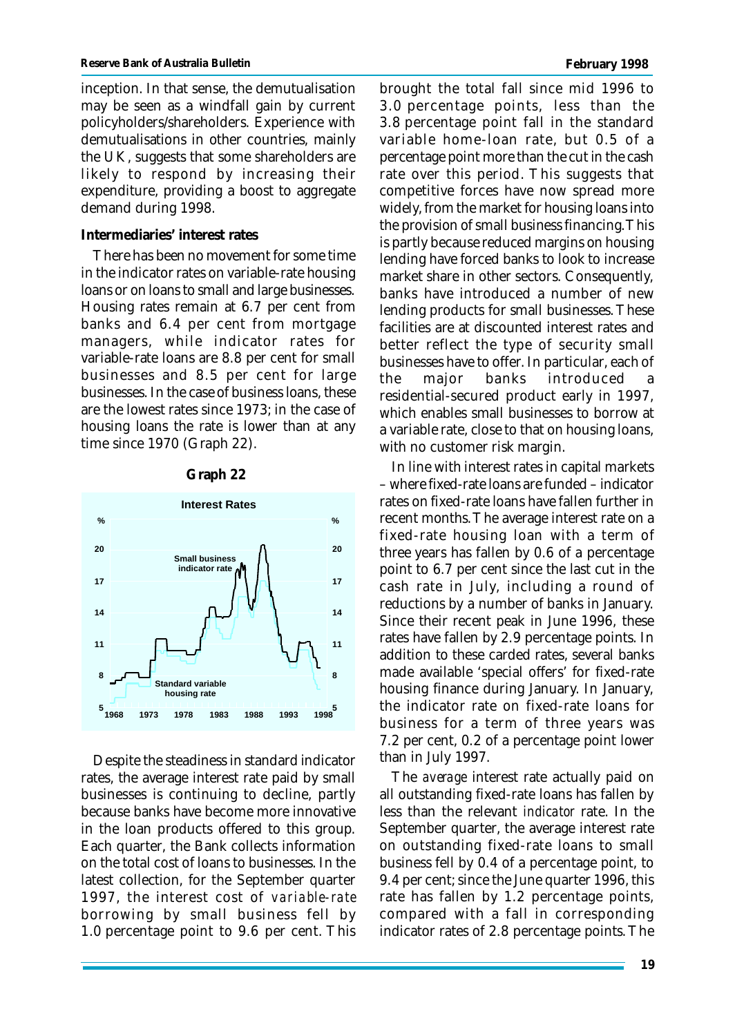inception. In that sense, the demutualisation may be seen as a windfall gain by current policyholders/shareholders. Experience with demutualisations in other countries, mainly the UK, suggests that some shareholders are likely to respond by increasing their expenditure, providing a boost to aggregate demand during 1998.

**Intermediaries' interest rates**

There has been no movement for some time in the indicator rates on variable-rate housing loans or on loans to small and large businesses. Housing rates remain at 6.7 per cent from banks and 6.4 per cent from mortgage managers, while indicator rates for variable-rate loans are 8.8 per cent for small businesses and 8.5 per cent for large businesses. In the case of business loans, these are the lowest rates since 1973; in the case of housing loans the rate is lower than at any time since 1970 (Graph 22).

**Graph 22**

Despite the steadiness in standard indicator rates, the average interest rate paid by small businesses is continuing to decline, partly because banks have become more innovative in the loan products offered to this group. Each quarter, the Bank collects information on the total cost of loans to businesses. In the latest collection, for the September quarter 1997, the interest cost of *variable-rate* borrowing by small business fell by 1.0 percentage point to 9.6 per cent. This brought the total fall since mid 1996 to 3.0 percentage points, less than the 3.8 percentage point fall in the standard variable home-loan rate, but 0.5 of a percentage point more than the cut in the cash rate over this period. This suggests that competitive forces have now spread more widely, from the market for housing loans into the provision of small business financing. This is partly because reduced margins on housing lending have forced banks to look to increase market share in other sectors. Consequently, banks have introduced a number of new lending products for small businesses. These facilities are at discounted interest rates and better reflect the type of security small businesses have to offer. In particular, each of the major banks introduced a residential-secured product early in 1997, which enables small businesses to borrow at a variable rate, close to that on housing loans, with no customer risk margin.

In line with interest rates in capital markets – where fixed-rate loans are funded – indicator rates on fixed-rate loans have fallen further in recent months. The average interest rate on a fixed-rate housing loan with a term of three years has fallen by 0.6 of a percentage point to 6.7 per cent since the last cut in the cash rate in July, including a round of reductions by a number of banks in January. Since their recent peak in June 1996, these rates have fallen by 2.9 percentage points. In addition to these carded rates, several banks made available 'special offers' for fixed-rate housing finance during January. In January, the indicator rate on fixed-rate loans for business for a term of three years was 7.2 per cent, 0.2 of a percentage point lower than in July 1997.

The *average* interest rate actually paid on all outstanding fixed-rate loans has fallen by less than the relevant *indicator* rate. In the September quarter, the average interest rate on outstanding fixed-rate loans to small business fell by 0.4 of a percentage point, to 9.4 per cent; since the June quarter 1996, this rate has fallen by 1.2 percentage points, compared with a fall in corresponding indicator rates of 2.8 percentage points. The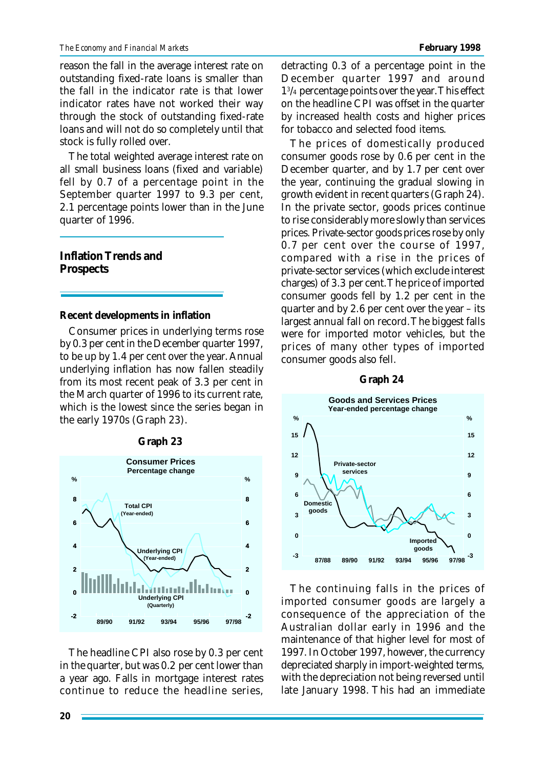reason the fall in the average interest rate on outstanding fixed-rate loans is smaller than the fall in the indicator rate is that lower indicator rates have not worked their way through the stock of outstanding fixed-rate loans and will not do so completely until that stock is fully rolled over.

The total weighted average interest rate on all small business loans (fixed and variable) fell by 0.7 of a percentage point in the September quarter 1997 to 9.3 per cent, 2.1 percentage points lower than in the June quarter of 1996.

## Inflation Trends and Prospects

### Recent developments in inflation

Consumer prices in underlying terms rose by 0.3 per cent in the December quarter 1997, to be up by 1.4 per cent over the year. Annual underlying inflation has now fallen steadily from its most recent peak of 3.3 per cent in the March quarter of 1996 to its current rate, which is the lowest since the series began in the early 1970s (Graph 23).

**Graph 23**

Consumer Prices
Percentage change

The headline CPI also rose by 0.3 per cent in the quarter, but was 0.2 per cent lower than a year ago. Falls in mortgage interest rates continue to reduce the headline series, detracting 0.3 of a percentage point in the December quarter 1997 and around 1¾ percentage points over the year. This effect on the headline CPI was offset in the quarter by increased health costs and higher prices for tobacco and selected food items.

The prices of domestically produced consumer goods rose by 0.6 per cent in the December quarter, and by 1.7 per cent over the year, continuing the gradual slowing in growth evident in recent quarters (Graph 24). In the private sector, goods prices continue to rise considerably more slowly than services prices. Private-sector goods prices rose by only 0.7 per cent over the course of 1997, compared with a rise in the prices of private-sector services (which exclude interest charges) of 3.3 per cent. The price of imported consumer goods fell by 1.2 per cent in the quarter and by 2.6 per cent over the year – its largest annual fall on record. The biggest falls were for imported motor vehicles, but the prices of many other types of imported consumer goods also fell.

**Graph 24**

Goods and Services Prices
Year-ended percentage change

The continuing falls in the prices of imported consumer goods are largely a consequence of the appreciation of the Australian dollar early in 1996 and the maintenance of that higher level for most of 1997. In October 1997, however, the currency depreciated sharply in import-weighted terms, with the depreciation not being reversed until late January 1998. This had an immediate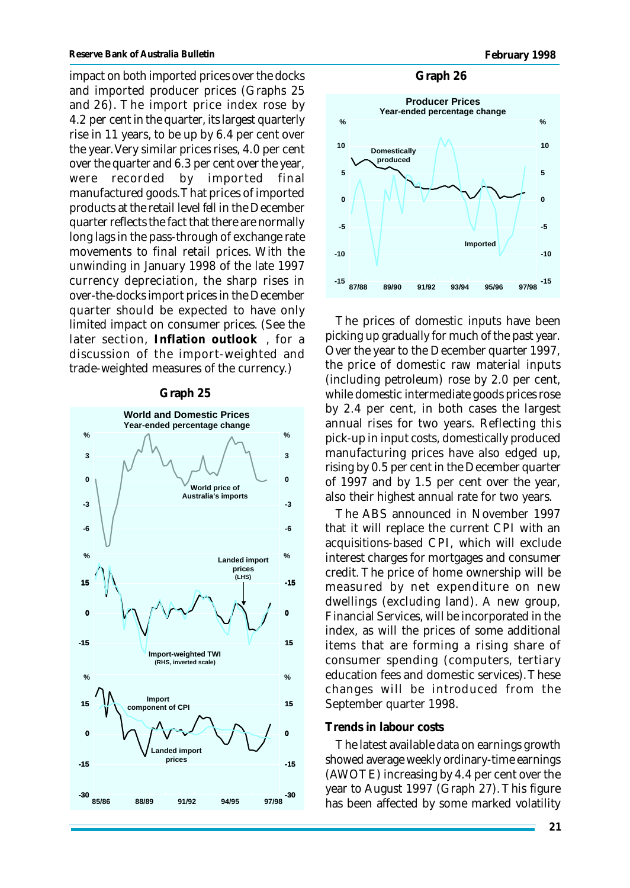impact on both imported prices over the docks and imported producer prices (Graphs 25 and 26). The import price index rose by 4.2 per cent in the quarter, its largest quarterly rise in 11 years, to be up by 6.4 per cent over the year. Very similar prices rises, 4.0 per cent over the quarter and 6.3 per cent over the year, were recorded by imported final manufactured goods. That prices of imported products at the retail level fell in the December quarter reflects the fact that there are normally long lags in the pass-through of exchange rate movements to final retail prices. With the unwinding in January 1998 of the late 1997 currency depreciation, the sharp rises in over-the-docks import prices in the December quarter should be expected to have only limited impact on consumer prices. (See the later section, **Inflation outlook**, for a discussion of the import-weighted and trade-weighted measures of the currency.)

**Graph 25**

World and Domestic Prices
Year-ended percentage change

**Graph 26**

Producer Prices
Year-ended percentage change

The prices of domestic inputs have been picking up gradually for much of the past year. Over the year to the December quarter 1997, the price of domestic raw material inputs (including petroleum) rose by 2.0 per cent, while domestic intermediate goods prices rose by 2.4 per cent, in both cases the largest annual rises for two years. Reflecting this pick-up in input costs, domestically produced manufacturing prices have also edged up, rising by 0.5 per cent in the December quarter of 1997 and by 1.5 per cent over the year, also their highest annual rate for two years.

The ABS announced in November 1997 that it will replace the current CPI with an acquisitions-based CPI, which will exclude interest charges for mortgages and consumer credit. The price of home ownership will be measured by net expenditure on new dwellings (excluding land). A new group, Financial Services, will be incorporated in the index, as will the prices of some additional items that are forming a rising share of consumer spending (computers, tertiary education fees and domestic services). These changes will be introduced from the September quarter 1998.

### Trends in labour costs

The latest available data on earnings growth showed average weekly ordinary-time earnings (AWOTE) increasing by 4.4 per cent over the year to August 1997 (Graph 27). This figure has been affected by some marked volatility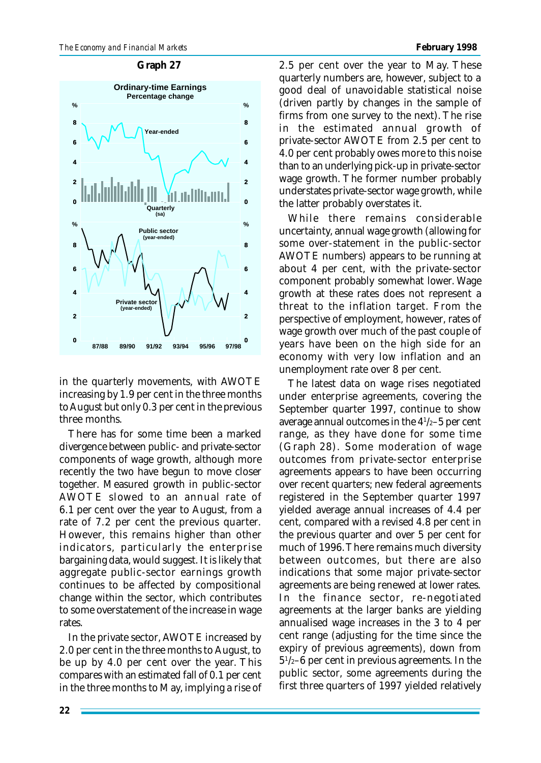**Graph 27**

in the quarterly movements, with AWOTE increasing by 1.9 per cent in the three months to August but only 0.3 per cent in the previous three months.

There has for some time been a marked divergence between public- and private-sector components of wage growth, although more recently the two have begun to move closer together. Measured growth in public-sector AWOTE slowed to an annual rate of 6.1 per cent over the year to August, from a rate of 7.2 per cent the previous quarter. However, this remains higher than other indicators, particularly the enterprise bargaining data, would suggest. It is likely that aggregate public-sector earnings growth continues to be affected by compositional change within the sector, which contributes to some overstatement of the increase in wage rates.

In the private sector, AWOTE increased by 2.0 per cent in the three months to August, to be up by 4.0 per cent over the year. This compares with an estimated fall of 0.1 per cent in the three months to May, implying a rise of 2.5 per cent over the year to May. These quarterly numbers are, however, subject to a good deal of unavoidable statistical noise (driven partly by changes in the sample of firms from one survey to the next). The rise in the estimated annual growth of private-sector AWOTE from 2.5 per cent to 4.0 per cent probably owes more to this noise than to an underlying pick-up in private-sector wage growth. The former number probably understates private-sector wage growth, while the latter probably overstates it.

While there remains considerable uncertainty, annual wage growth (allowing for some over-statement in the public-sector AWOTE numbers) appears to be running at about 4 per cent, with the private-sector component probably somewhat lower. Wage growth at these rates does not represent a threat to the inflation target. From the perspective of employment, however, rates of wage growth over much of the past couple of years have been on the high side for an economy with very low inflation and an unemployment rate over 8 per cent.

The latest data on wage rises negotiated under enterprise agreements, covering the September quarter 1997, continue to show average annual outcomes in the $4^1/_2$–5 per cent range, as they have done for some time (Graph 28). Some moderation of wage outcomes from private-sector enterprise agreements appears to have been occurring over recent quarters; new federal agreements registered in the September quarter 1997 yielded average annual increases of 4.4 per cent, compared with a revised 4.8 per cent in the previous quarter and over 5 per cent for much of 1996. There remains much diversity between outcomes, but there are also indications that some major private-sector agreements are being renewed at lower rates. In the finance sector, re-negotiated agreements at the larger banks are yielding annualised wage increases in the 3 to 4 per cent range (adjusting for the time since the expiry of previous agreements), down from $5^1/_2$–6 per cent in previous agreements. In the public sector, some agreements during the first three quarters of 1997 yielded relatively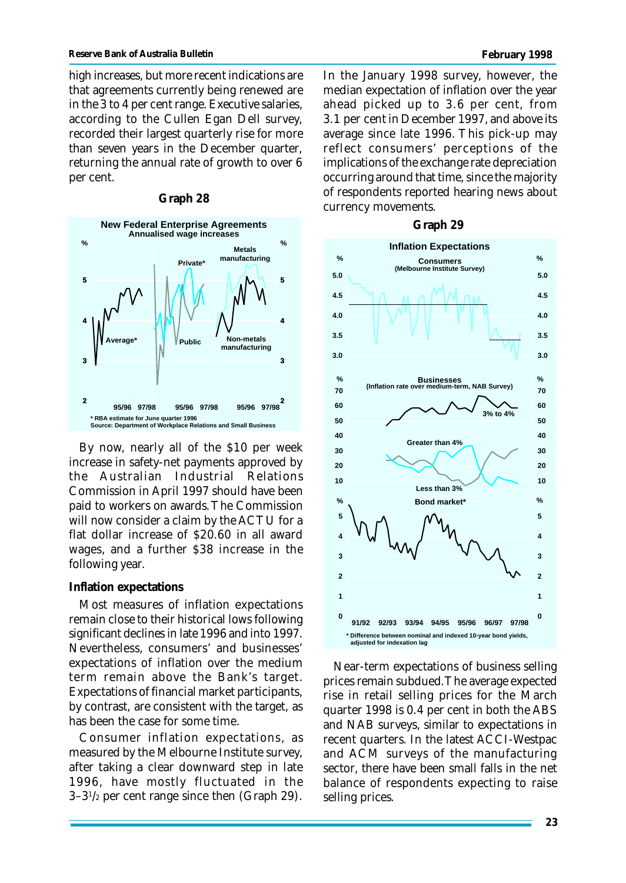high increases, but more recent indications are that agreements currently being renewed are in the 3 to 4 per cent range. Executive salaries, according to the Cullen Egan Dell survey, recorded their largest quarterly rise for more than seven years in the December quarter, returning the annual rate of growth to over 6 per cent.

**Graph 28**

By now, nearly all of the $10 per week increase in safety-net payments approved by the Australian Industrial Relations Commission in April 1997 should have been paid to workers on awards. The Commission will now consider a claim by the ACTU for a flat dollar increase of $20.60 in all award wages, and a further $38 increase in the following year.

### Inflation expectations

Most measures of inflation expectations remain close to their historical lows following significant declines in late 1996 and into 1997. Nevertheless, consumers' and businesses' expectations of inflation over the medium term remain above the Bank's target. Expectations of financial market participants, by contrast, are consistent with the target, as has been the case for some time.

Consumer inflation expectations, as measured by the Melbourne Institute survey, after taking a clear downward step in late 1996, have mostly fluctuated in the 3–3½ per cent range since then (Graph 29). In the January 1998 survey, however, the median expectation of inflation over the year ahead picked up to 3.6 per cent, from 3.1 per cent in December 1997, and above its average since late 1996. This pick-up may reflect consumers' perceptions of the implications of the exchange rate depreciation occurring around that time, since the majority of respondents reported hearing news about currency movements.

**Graph 29**

Near-term expectations of business selling prices remain subdued. The average expected rise in retail selling prices for the March quarter 1998 is 0.4 per cent in both the ABS and NAB surveys, similar to expectations in recent quarters. In the latest ACCI-Westpac and ACM surveys of the manufacturing sector, there have been small falls in the net balance of respondents expecting to raise selling prices.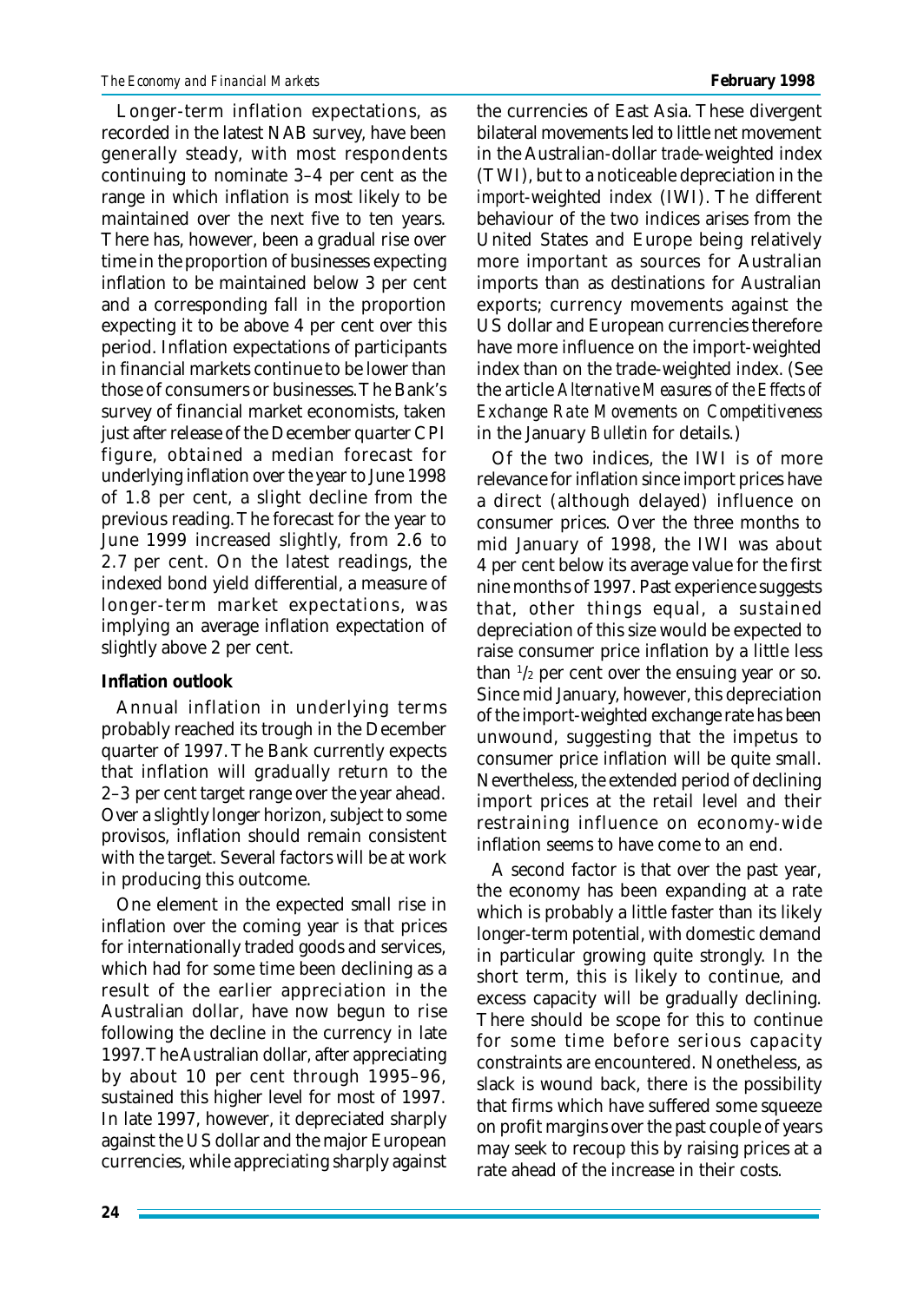Longer-term inflation expectations, as recorded in the latest NAB survey, have been generally steady, with most respondents continuing to nominate 3–4 per cent as the range in which inflation is most likely to be maintained over the next five to ten years. There has, however, been a gradual rise over time in the proportion of businesses expecting inflation to be maintained below 3 per cent and a corresponding fall in the proportion expecting it to be above 4 per cent over this period. Inflation expectations of participants in financial markets continue to be lower than those of consumers or businesses. The Bank's survey of financial market economists, taken just after release of the December quarter CPI figure, obtained a median forecast for underlying inflation over the year to June 1998 of 1.8 per cent, a slight decline from the previous reading. The forecast for the year to June 1999 increased slightly, from 2.6 to 2.7 per cent. On the latest readings, the indexed bond yield differential, a measure of longer-term market expectations, was implying an average inflation expectation of slightly above 2 per cent.

**Inflation outlook**

Annual inflation in underlying terms probably reached its trough in the December quarter of 1997. The Bank currently expects that inflation will gradually return to the 2–3 per cent target range over the year ahead. Over a slightly longer horizon, subject to some provisos, inflation should remain consistent with the target. Several factors will be at work in producing this outcome.

One element in the expected small rise in inflation over the coming year is that prices for internationally traded goods and services, which had for some time been declining as a result of the earlier appreciation in the Australian dollar, have now begun to rise following the decline in the currency in late 1997. The Australian dollar, after appreciating by about 10 per cent through 1995–96, sustained this higher level for most of 1997. In late 1997, however, it depreciated sharply against the US dollar and the major European currencies, while appreciating sharply against the currencies of East Asia. These divergent bilateral movements led to little net movement in the Australian-dollar *trade*-weighted index (TWI), but to a noticeable depreciation in the *import*-weighted index (IWI). The different behaviour of the two indices arises from the United States and Europe being relatively more important as sources for Australian imports than as destinations for Australian exports; currency movements against the US dollar and European currencies therefore have more influence on the import-weighted index than on the trade-weighted index. (See the article *Alternative Measures of the Effects of Exchange Rate Movements on Competitiveness* in the January *Bulletin* for details.)

Of the two indices, the IWI is of more relevance for inflation since import prices have a direct (although delayed) influence on consumer prices. Over the three months to mid January of 1998, the IWI was about 4 per cent below its average value for the first nine months of 1997. Past experience suggests that, other things equal, a sustained depreciation of this size would be expected to raise consumer price inflation by a little less than $^1/_2$ per cent over the ensuing year or so. Since mid January, however, this depreciation of the import-weighted exchange rate has been unwound, suggesting that the impetus to consumer price inflation will be quite small. Nevertheless, the extended period of declining import prices at the retail level and their restraining influence on economy-wide inflation seems to have come to an end.

A second factor is that over the past year, the economy has been expanding at a rate which is probably a little faster than its likely longer-term potential, with domestic demand in particular growing quite strongly. In the short term, this is likely to continue, and excess capacity will be gradually declining. There should be scope for this to continue for some time before serious capacity constraints are encountered. Nonetheless, as slack is wound back, there is the possibility that firms which have suffered some squeeze on profit margins over the past couple of years may seek to recoup this by raising prices at a rate ahead of the increase in their costs.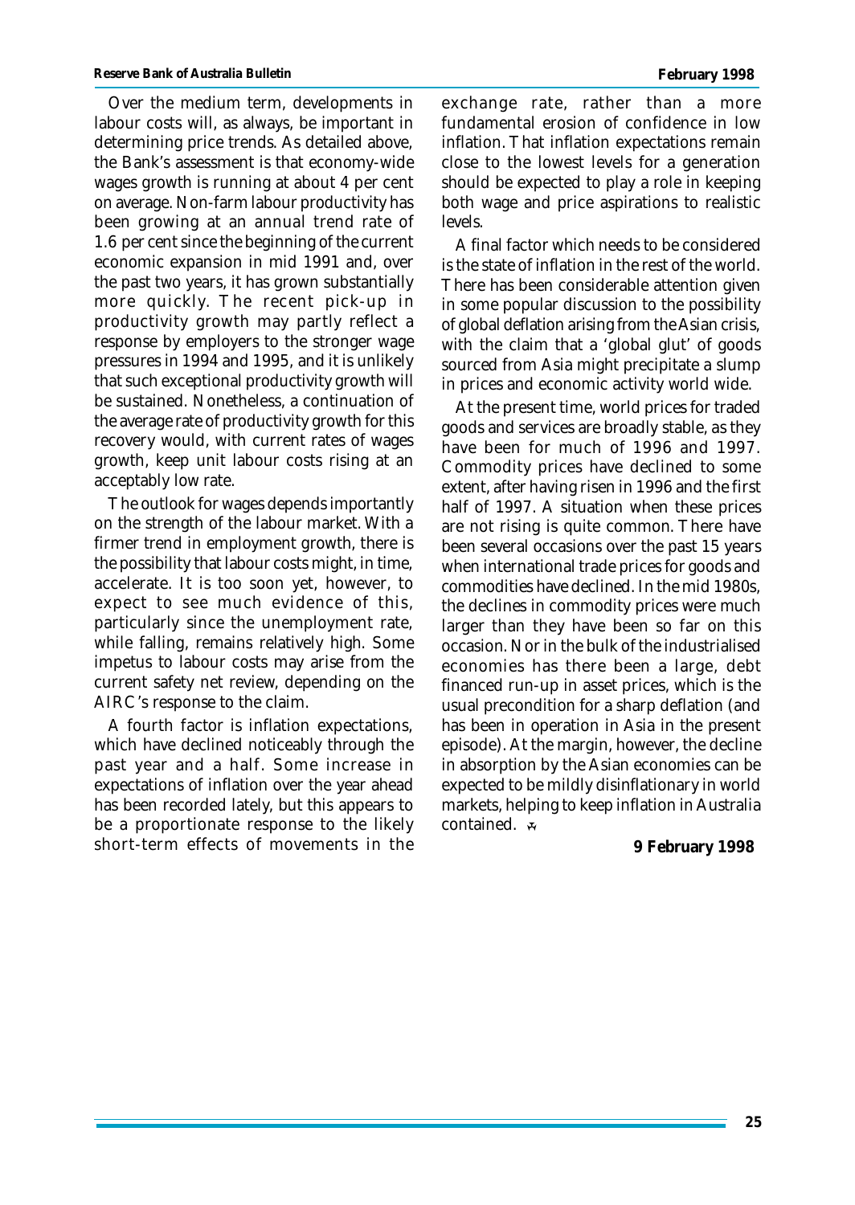Over the medium term, developments in labour costs will, as always, be important in determining price trends. As detailed above, the Bank's assessment is that economy-wide wages growth is running at about 4 per cent on average. Non-farm labour productivity has been growing at an annual trend rate of 1.6 per cent since the beginning of the current economic expansion in mid 1991 and, over the past two years, it has grown substantially more quickly. The recent pick-up in productivity growth may partly reflect a response by employers to the stronger wage pressures in 1994 and 1995, and it is unlikely that such exceptional productivity growth will be sustained. Nonetheless, a continuation of the average rate of productivity growth for this recovery would, with current rates of wages growth, keep unit labour costs rising at an acceptably low rate.

The outlook for wages depends importantly on the strength of the labour market. With a firmer trend in employment growth, there is the possibility that labour costs might, in time, accelerate. It is too soon yet, however, to expect to see much evidence of this, particularly since the unemployment rate, while falling, remains relatively high. Some impetus to labour costs may arise from the current safety net review, depending on the AIRC's response to the claim.

A fourth factor is inflation expectations, which have declined noticeably through the past year and a half. Some increase in expectations of inflation over the year ahead has been recorded lately, but this appears to be a proportionate response to the likely short-term effects of movements in the exchange rate, rather than a more fundamental erosion of confidence in low inflation. That inflation expectations remain close to the lowest levels for a generation should be expected to play a role in keeping both wage and price aspirations to realistic levels.

A final factor which needs to be considered is the state of inflation in the rest of the world. There has been considerable attention given in some popular discussion to the possibility of global deflation arising from the Asian crisis, with the claim that a 'global glut' of goods sourced from Asia might precipitate a slump in prices and economic activity world wide.

At the present time, world prices for traded goods and services are broadly stable, as they have been for much of 1996 and 1997. Commodity prices have declined to some extent, after having risen in 1996 and the first half of 1997. A situation when these prices are not rising is quite common. There have been several occasions over the past 15 years when international trade prices for goods and commodities have declined. In the mid 1980s, the declines in commodity prices were much larger than they have been so far on this occasion. Nor in the bulk of the industrialised economies has there been a large, debt financed run-up in asset prices, which is the usual precondition for a sharp deflation (and has been in operation in Asia in the present episode). At the margin, however, the decline in absorption by the Asian economies can be expected to be mildly disinflationary in world markets, helping to keep inflation in Australia contained.

**9 February 1998**